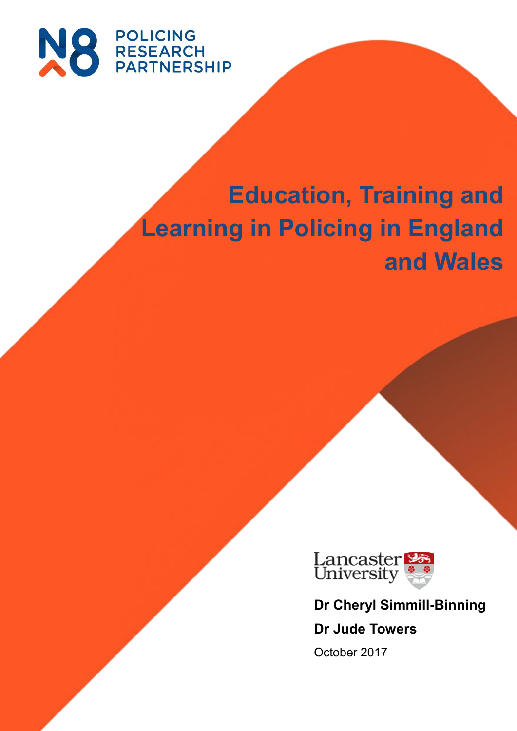N8 POLICING RESEARCH PARTNERSHIP

# Education, Training and Learning in Policing in England and Wales

Lancaster University

**Dr Cheryl Simmill-Binning**

**Dr Jude Towers**

October 2017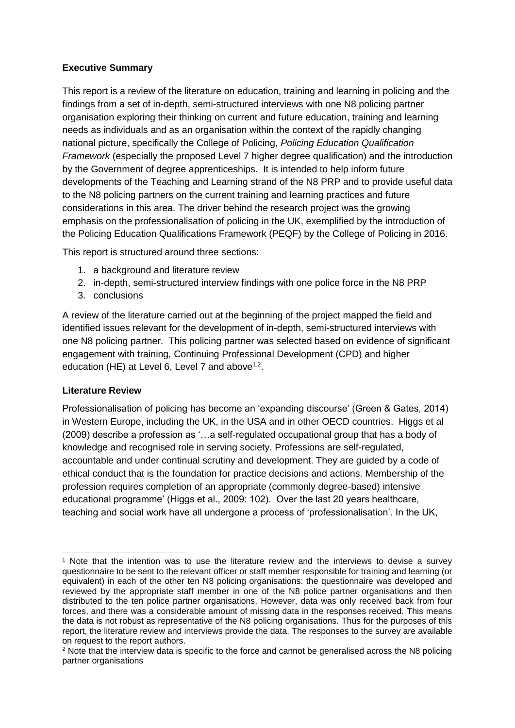**Executive Summary**

This report is a review of the literature on education, training and learning in policing and the findings from a set of in-depth, semi-structured interviews with one N8 policing partner organisation exploring their thinking on current and future education, training and learning needs as individuals and as an organisation within the context of the rapidly changing national picture, specifically the College of Policing, *Policing Education Qualification Framework* (especially the proposed Level 7 higher degree qualification) and the introduction by the Government of degree apprenticeships. It is intended to help inform future developments of the Teaching and Learning strand of the N8 PRP and to provide useful data to the N8 policing partners on the current training and learning practices and future considerations in this area. The driver behind the research project was the growing emphasis on the professionalisation of policing in the UK, exemplified by the introduction of the Policing Education Qualifications Framework (PEQF) by the College of Policing in 2016.

This report is structured around three sections:

1. a background and literature review
2. in-depth, semi-structured interview findings with one police force in the N8 PRP
3. conclusions

A review of the literature carried out at the beginning of the project mapped the field and identified issues relevant for the development of in-depth, semi-structured interviews with one N8 policing partner. This policing partner was selected based on evidence of significant engagement with training, Continuing Professional Development (CPD) and higher education (HE) at Level 6, Level 7 and above[1,2].

**Literature Review**

Professionalisation of policing has become an 'expanding discourse' (Green & Gates, 2014) in Western Europe, including the UK, in the USA and in other OECD countries. Higgs et al (2009) describe a profession as '…a self-regulated occupational group that has a body of knowledge and recognised role in serving society. Professions are self-regulated, accountable and under continual scrutiny and development. They are guided by a code of ethical conduct that is the foundation for practice decisions and actions. Membership of the profession requires completion of an appropriate (commonly degree-based) intensive educational programme' (Higgs et al., 2009: 102). Over the last 20 years healthcare, teaching and social work have all undergone a process of 'professionalisation'. In the UK,

[1] Note that the intention was to use the literature review and the interviews to devise a survey questionnaire to be sent to the relevant officer or staff member responsible for training and learning (or equivalent) in each of the other ten N8 policing organisations: the questionnaire was developed and reviewed by the appropriate staff member in one of the N8 police partner organisations and then distributed to the ten police partner organisations. However, data was only received back from four forces, and there was a considerable amount of missing data in the responses received. This means the data is not robust as representative of the N8 policing organisations. Thus for the purposes of this report, the literature review and interviews provide the data. The responses to the survey are available on request to the report authors.

[2] Note that the interview data is specific to the force and cannot be generalised across the N8 policing partner organisations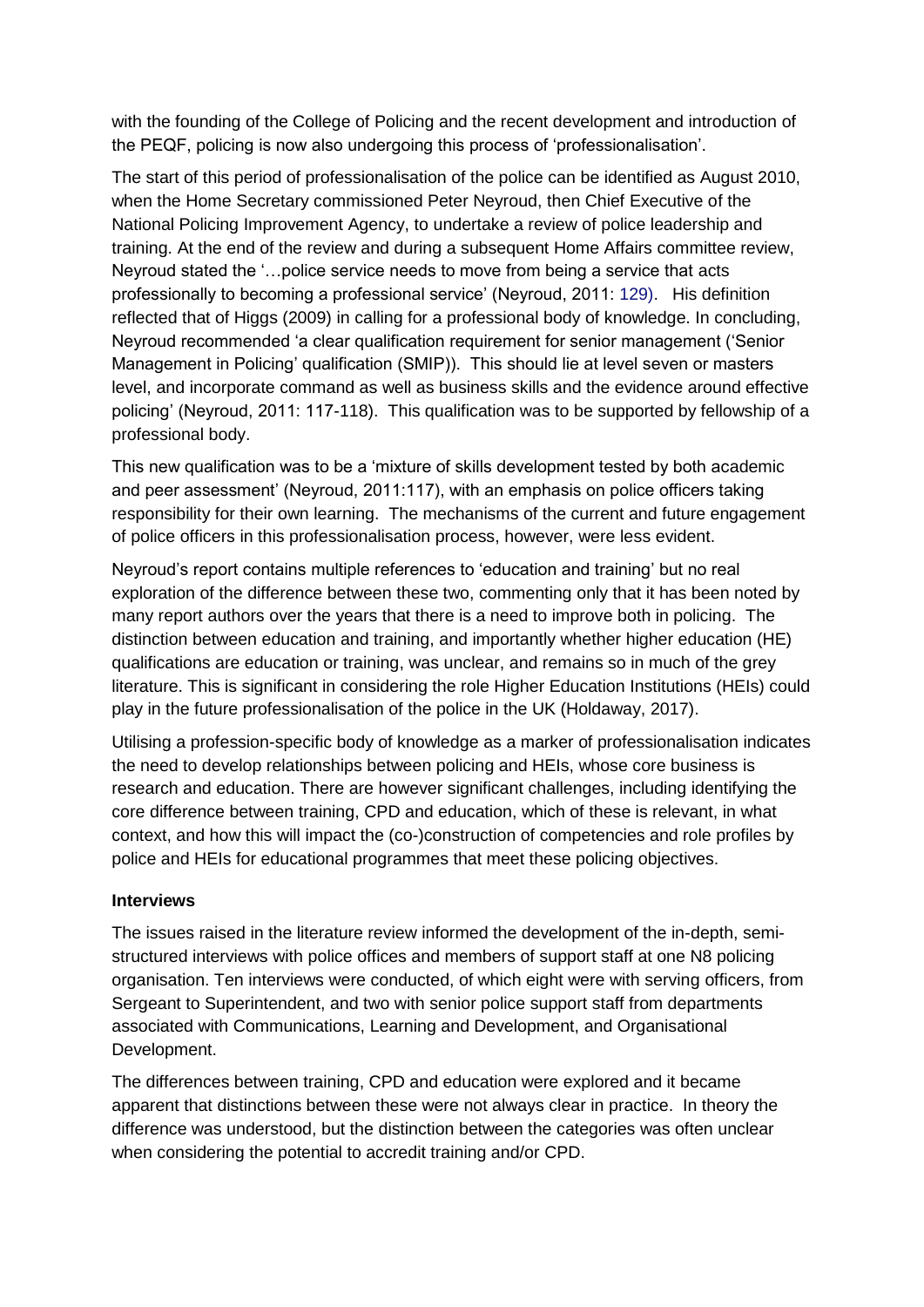with the founding of the College of Policing and the recent development and introduction of the PEQF, policing is now also undergoing this process of 'professionalisation'.

The start of this period of professionalisation of the police can be identified as August 2010, when the Home Secretary commissioned Peter Neyroud, then Chief Executive of the National Policing Improvement Agency, to undertake a review of police leadership and training. At the end of the review and during a subsequent Home Affairs committee review, Neyroud stated the '…police service needs to move from being a service that acts professionally to becoming a professional service' (Neyroud, 2011: 129). His definition reflected that of Higgs (2009) in calling for a professional body of knowledge. In concluding, Neyroud recommended 'a clear qualification requirement for senior management ('Senior Management in Policing' qualification (SMIP)). This should lie at level seven or masters level, and incorporate command as well as business skills and the evidence around effective policing' (Neyroud, 2011: 117-118). This qualification was to be supported by fellowship of a professional body.

This new qualification was to be a 'mixture of skills development tested by both academic and peer assessment' (Neyroud, 2011:117), with an emphasis on police officers taking responsibility for their own learning. The mechanisms of the current and future engagement of police officers in this professionalisation process, however, were less evident.

Neyroud's report contains multiple references to 'education and training' but no real exploration of the difference between these two, commenting only that it has been noted by many report authors over the years that there is a need to improve both in policing. The distinction between education and training, and importantly whether higher education (HE) qualifications are education or training, was unclear, and remains so in much of the grey literature. This is significant in considering the role Higher Education Institutions (HEIs) could play in the future professionalisation of the police in the UK (Holdaway, 2017).

Utilising a profession-specific body of knowledge as a marker of professionalisation indicates the need to develop relationships between policing and HEIs, whose core business is research and education. There are however significant challenges, including identifying the core difference between training, CPD and education, which of these is relevant, in what context, and how this will impact the (co-)construction of competencies and role profiles by police and HEIs for educational programmes that meet these policing objectives.

**Interviews**

The issues raised in the literature review informed the development of the in-depth, semi-structured interviews with police offices and members of support staff at one N8 policing organisation. Ten interviews were conducted, of which eight were with serving officers, from Sergeant to Superintendent, and two with senior police support staff from departments associated with Communications, Learning and Development, and Organisational Development.

The differences between training, CPD and education were explored and it became apparent that distinctions between these were not always clear in practice. In theory the difference was understood, but the distinction between the categories was often unclear when considering the potential to accredit training and/or CPD.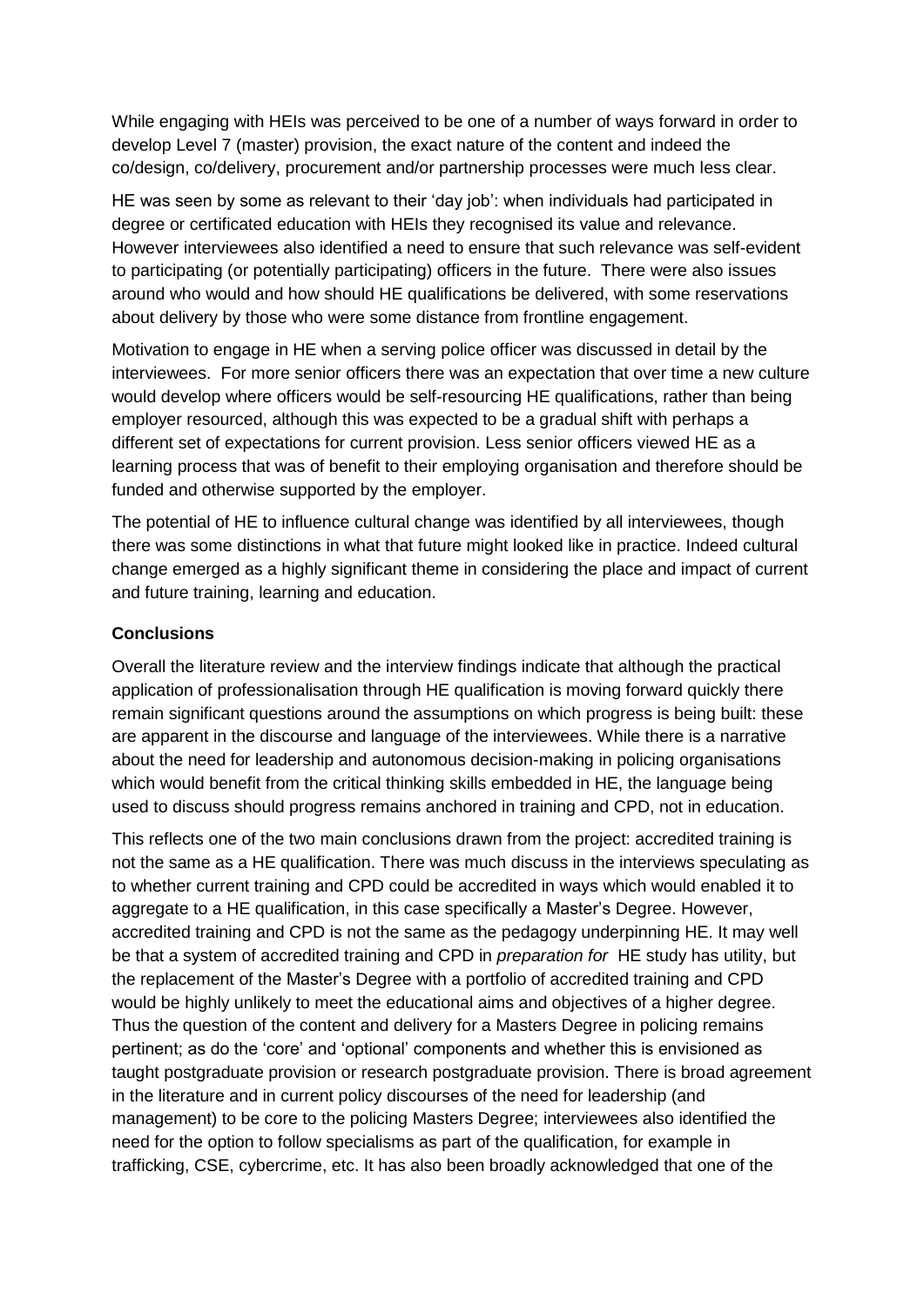While engaging with HEIs was perceived to be one of a number of ways forward in order to develop Level 7 (master) provision, the exact nature of the content and indeed the co/design, co/delivery, procurement and/or partnership processes were much less clear.

HE was seen by some as relevant to their 'day job': when individuals had participated in degree or certificated education with HEIs they recognised its value and relevance. However interviewees also identified a need to ensure that such relevance was self-evident to participating (or potentially participating) officers in the future. There were also issues around who would and how should HE qualifications be delivered, with some reservations about delivery by those who were some distance from frontline engagement.

Motivation to engage in HE when a serving police officer was discussed in detail by the interviewees. For more senior officers there was an expectation that over time a new culture would develop where officers would be self-resourcing HE qualifications, rather than being employer resourced, although this was expected to be a gradual shift with perhaps a different set of expectations for current provision. Less senior officers viewed HE as a learning process that was of benefit to their employing organisation and therefore should be funded and otherwise supported by the employer.

The potential of HE to influence cultural change was identified by all interviewees, though there was some distinctions in what that future might looked like in practice. Indeed cultural change emerged as a highly significant theme in considering the place and impact of current and future training, learning and education.

**Conclusions**

Overall the literature review and the interview findings indicate that although the practical application of professionalisation through HE qualification is moving forward quickly there remain significant questions around the assumptions on which progress is being built: these are apparent in the discourse and language of the interviewees. While there is a narrative about the need for leadership and autonomous decision-making in policing organisations which would benefit from the critical thinking skills embedded in HE, the language being used to discuss should progress remains anchored in training and CPD, not in education.

This reflects one of the two main conclusions drawn from the project: accredited training is not the same as a HE qualification. There was much discuss in the interviews speculating as to whether current training and CPD could be accredited in ways which would enabled it to aggregate to a HE qualification, in this case specifically a Master's Degree. However, accredited training and CPD is not the same as the pedagogy underpinning HE. It may well be that a system of accredited training and CPD in *preparation for* HE study has utility, but the replacement of the Master's Degree with a portfolio of accredited training and CPD would be highly unlikely to meet the educational aims and objectives of a higher degree. Thus the question of the content and delivery for a Masters Degree in policing remains pertinent; as do the 'core' and 'optional' components and whether this is envisioned as taught postgraduate provision or research postgraduate provision. There is broad agreement in the literature and in current policy discourses of the need for leadership (and management) to be core to the policing Masters Degree; interviewees also identified the need for the option to follow specialisms as part of the qualification, for example in trafficking, CSE, cybercrime, etc. It has also been broadly acknowledged that one of the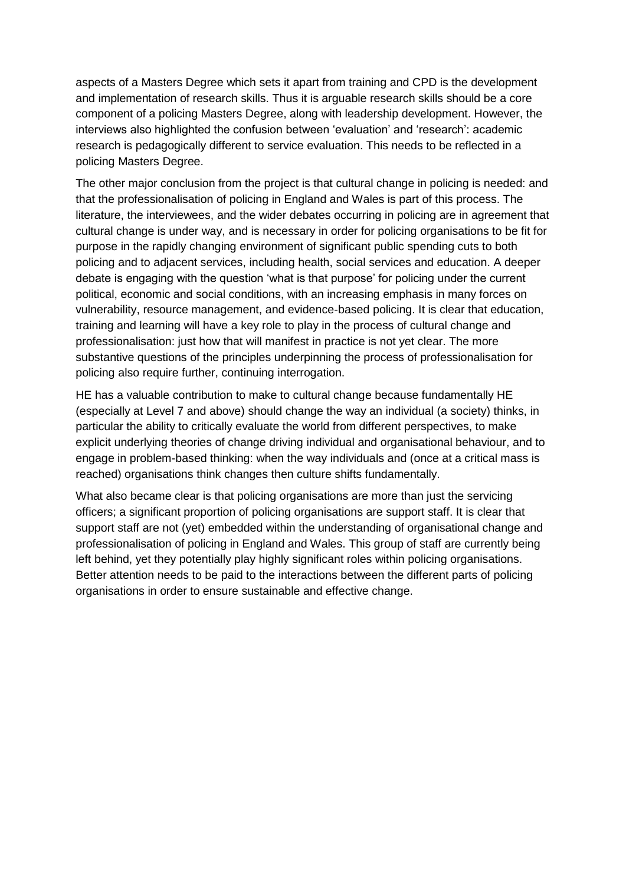aspects of a Masters Degree which sets it apart from training and CPD is the development and implementation of research skills. Thus it is arguable research skills should be a core component of a policing Masters Degree, along with leadership development. However, the interviews also highlighted the confusion between 'evaluation' and 'research': academic research is pedagogically different to service evaluation. This needs to be reflected in a policing Masters Degree.

The other major conclusion from the project is that cultural change in policing is needed: and that the professionalisation of policing in England and Wales is part of this process. The literature, the interviewees, and the wider debates occurring in policing are in agreement that cultural change is under way, and is necessary in order for policing organisations to be fit for purpose in the rapidly changing environment of significant public spending cuts to both policing and to adjacent services, including health, social services and education. A deeper debate is engaging with the question 'what is that purpose' for policing under the current political, economic and social conditions, with an increasing emphasis in many forces on vulnerability, resource management, and evidence-based policing. It is clear that education, training and learning will have a key role to play in the process of cultural change and professionalisation: just how that will manifest in practice is not yet clear. The more substantive questions of the principles underpinning the process of professionalisation for policing also require further, continuing interrogation.

HE has a valuable contribution to make to cultural change because fundamentally HE (especially at Level 7 and above) should change the way an individual (a society) thinks, in particular the ability to critically evaluate the world from different perspectives, to make explicit underlying theories of change driving individual and organisational behaviour, and to engage in problem-based thinking: when the way individuals and (once at a critical mass is reached) organisations think changes then culture shifts fundamentally.

What also became clear is that policing organisations are more than just the servicing officers; a significant proportion of policing organisations are support staff. It is clear that support staff are not (yet) embedded within the understanding of organisational change and professionalisation of policing in England and Wales. This group of staff are currently being left behind, yet they potentially play highly significant roles within policing organisations. Better attention needs to be paid to the interactions between the different parts of policing organisations in order to ensure sustainable and effective change.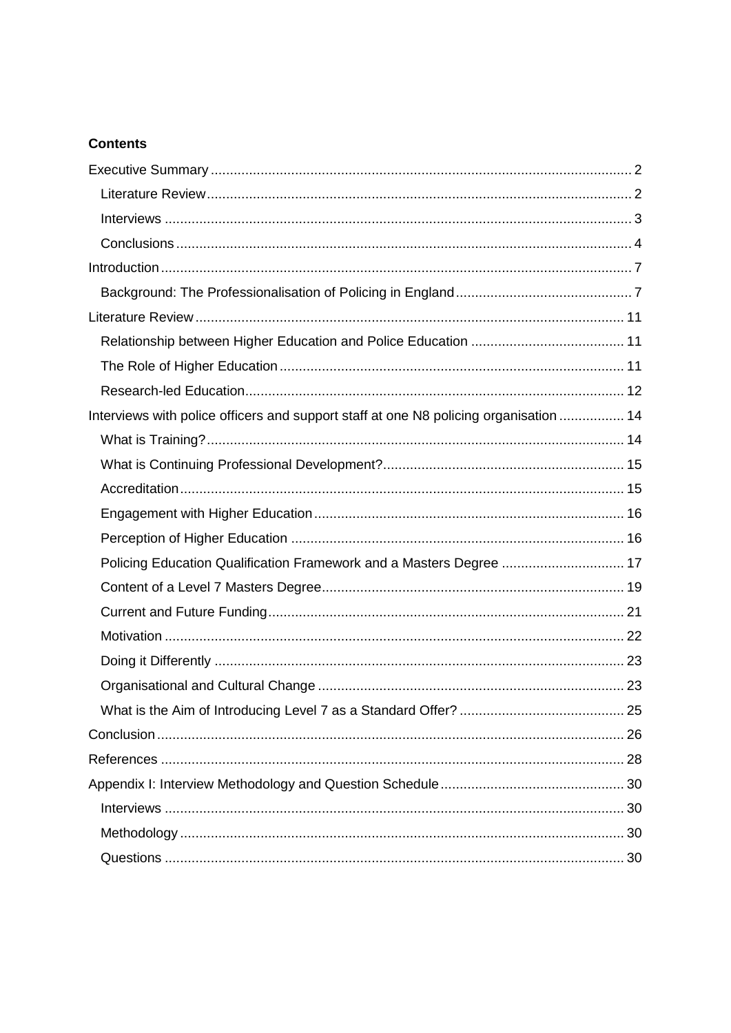**Contents**

- Executive Summary ..... 2
  - Literature Review ..... 2
  - Interviews ..... 3
  - Conclusions ..... 4
- Introduction ..... 7
  - Background: The Professionalisation of Policing in England ..... 7
- Literature Review ..... 11
  - Relationship between Higher Education and Police Education ..... 11
  - The Role of Higher Education ..... 11
  - Research-led Education ..... 12
- Interviews with police officers and support staff at one N8 policing organisation ..... 14
  - What is Training? ..... 14
  - What is Continuing Professional Development? ..... 15
  - Accreditation ..... 15
  - Engagement with Higher Education ..... 16
  - Perception of Higher Education ..... 16
  - Policing Education Qualification Framework and a Masters Degree ..... 17
  - Content of a Level 7 Masters Degree ..... 19
  - Current and Future Funding ..... 21
  - Motivation ..... 22
  - Doing it Differently ..... 23
  - Organisational and Cultural Change ..... 23
  - What is the Aim of Introducing Level 7 as a Standard Offer? ..... 25
- Conclusion ..... 26
- References ..... 28
- Appendix I: Interview Methodology and Question Schedule ..... 30
  - Interviews ..... 30
  - Methodology ..... 30
  - Questions ..... 30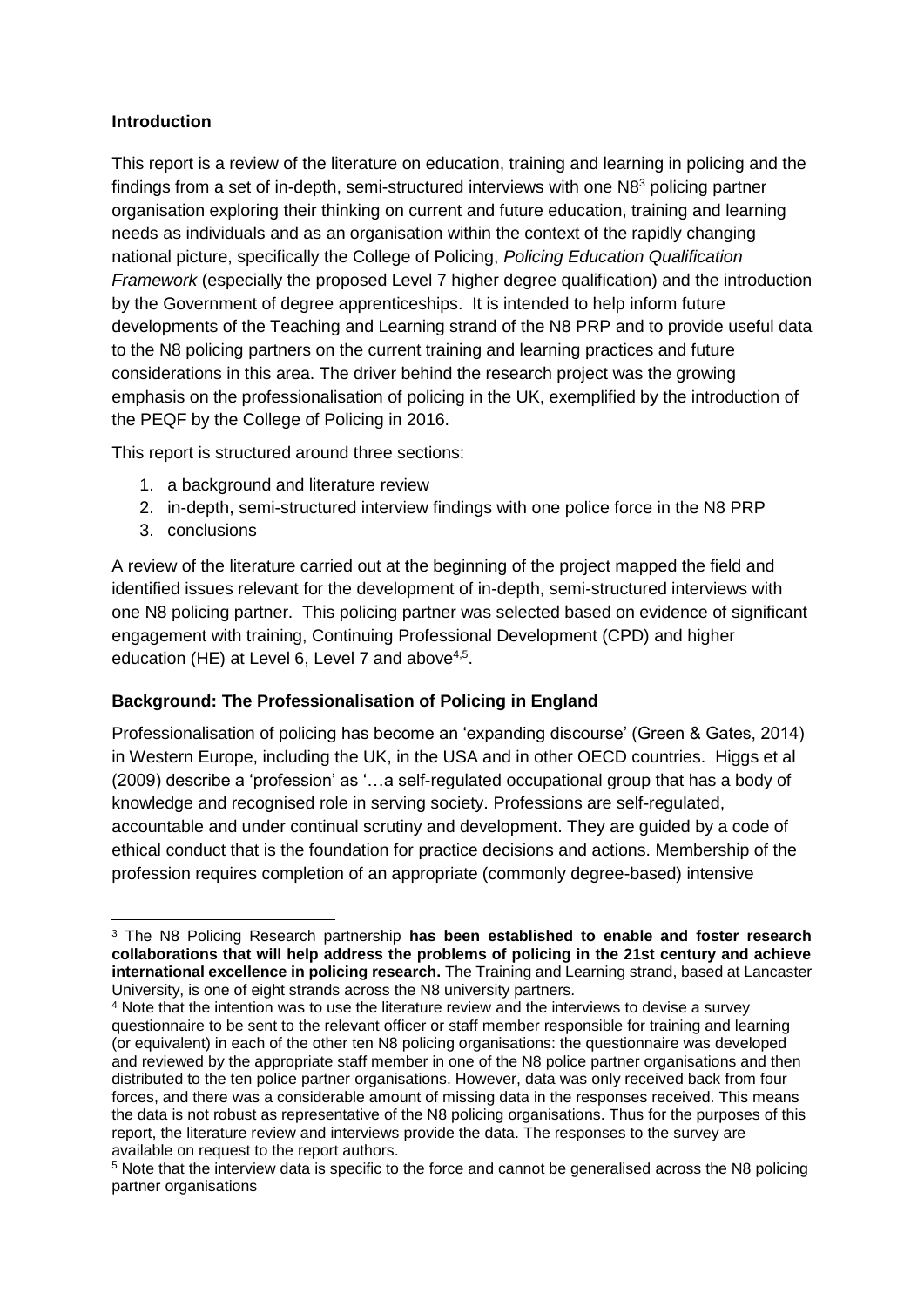**Introduction**

This report is a review of the literature on education, training and learning in policing and the findings from a set of in-depth, semi-structured interviews with one N8[3] policing partner organisation exploring their thinking on current and future education, training and learning needs as individuals and as an organisation within the context of the rapidly changing national picture, specifically the College of Policing, *Policing Education Qualification Framework* (especially the proposed Level 7 higher degree qualification) and the introduction by the Government of degree apprenticeships. It is intended to help inform future developments of the Teaching and Learning strand of the N8 PRP and to provide useful data to the N8 policing partners on the current training and learning practices and future considerations in this area. The driver behind the research project was the growing emphasis on the professionalisation of policing in the UK, exemplified by the introduction of the PEQF by the College of Policing in 2016.

This report is structured around three sections:

1. a background and literature review
2. in-depth, semi-structured interview findings with one police force in the N8 PRP
3. conclusions

A review of the literature carried out at the beginning of the project mapped the field and identified issues relevant for the development of in-depth, semi-structured interviews with one N8 policing partner. This policing partner was selected based on evidence of significant engagement with training, Continuing Professional Development (CPD) and higher education (HE) at Level 6, Level 7 and above[4,5].

**Background: The Professionalisation of Policing in England**

Professionalisation of policing has become an 'expanding discourse' (Green & Gates, 2014) in Western Europe, including the UK, in the USA and in other OECD countries. Higgs et al (2009) describe a 'profession' as '…a self-regulated occupational group that has a body of knowledge and recognised role in serving society. Professions are self-regulated, accountable and under continual scrutiny and development. They are guided by a code of ethical conduct that is the foundation for practice decisions and actions. Membership of the profession requires completion of an appropriate (commonly degree-based) intensive

---

[3] The N8 Policing Research partnership **has been established to enable and foster research collaborations that will help address the problems of policing in the 21st century and achieve international excellence in policing research.** The Training and Learning strand, based at Lancaster University, is one of eight strands across the N8 university partners.

[4] Note that the intention was to use the literature review and the interviews to devise a survey questionnaire to be sent to the relevant officer or staff member responsible for training and learning (or equivalent) in each of the other ten N8 policing organisations: the questionnaire was developed and reviewed by the appropriate staff member in one of the N8 police partner organisations and then distributed to the ten police partner organisations. However, data was only received back from four forces, and there was a considerable amount of missing data in the responses received. This means the data is not robust as representative of the N8 policing organisations. Thus for the purposes of this report, the literature review and interviews provide the data. The responses to the survey are available on request to the report authors.

[5] Note that the interview data is specific to the force and cannot be generalised across the N8 policing partner organisations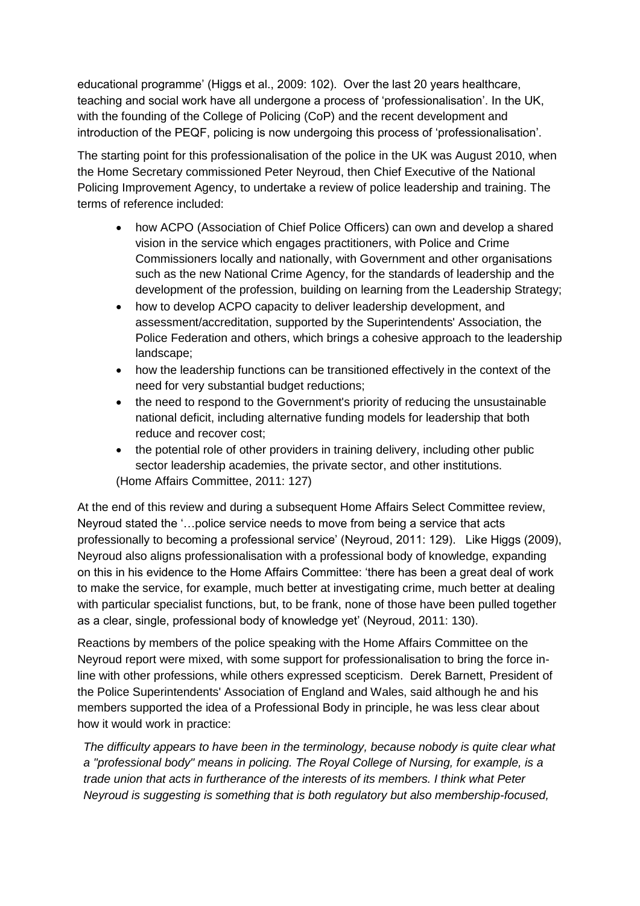educational programme' (Higgs et al., 2009: 102). Over the last 20 years healthcare, teaching and social work have all undergone a process of 'professionalisation'. In the UK, with the founding of the College of Policing (CoP) and the recent development and introduction of the PEQF, policing is now undergoing this process of 'professionalisation'.

The starting point for this professionalisation of the police in the UK was August 2010, when the Home Secretary commissioned Peter Neyroud, then Chief Executive of the National Policing Improvement Agency, to undertake a review of police leadership and training. The terms of reference included:

- how ACPO (Association of Chief Police Officers) can own and develop a shared vision in the service which engages practitioners, with Police and Crime Commissioners locally and nationally, with Government and other organisations such as the new National Crime Agency, for the standards of leadership and the development of the profession, building on learning from the Leadership Strategy;
- how to develop ACPO capacity to deliver leadership development, and assessment/accreditation, supported by the Superintendents' Association, the Police Federation and others, which brings a cohesive approach to the leadership landscape;
- how the leadership functions can be transitioned effectively in the context of the need for very substantial budget reductions;
- the need to respond to the Government's priority of reducing the unsustainable national deficit, including alternative funding models for leadership that both reduce and recover cost;
- the potential role of other providers in training delivery, including other public sector leadership academies, the private sector, and other institutions.

(Home Affairs Committee, 2011: 127)

At the end of this review and during a subsequent Home Affairs Select Committee review, Neyroud stated the '…police service needs to move from being a service that acts professionally to becoming a professional service' (Neyroud, 2011: 129). Like Higgs (2009), Neyroud also aligns professionalisation with a professional body of knowledge, expanding on this in his evidence to the Home Affairs Committee: 'there has been a great deal of work to make the service, for example, much better at investigating crime, much better at dealing with particular specialist functions, but, to be frank, none of those have been pulled together as a clear, single, professional body of knowledge yet' (Neyroud, 2011: 130).

Reactions by members of the police speaking with the Home Affairs Committee on the Neyroud report were mixed, with some support for professionalisation to bring the force in-line with other professions, while others expressed scepticism. Derek Barnett, President of the Police Superintendents' Association of England and Wales, said although he and his members supported the idea of a Professional Body in principle, he was less clear about how it would work in practice:

*The difficulty appears to have been in the terminology, because nobody is quite clear what a "professional body" means in policing. The Royal College of Nursing, for example, is a trade union that acts in furtherance of the interests of its members. I think what Peter Neyroud is suggesting is something that is both regulatory but also membership-focused,*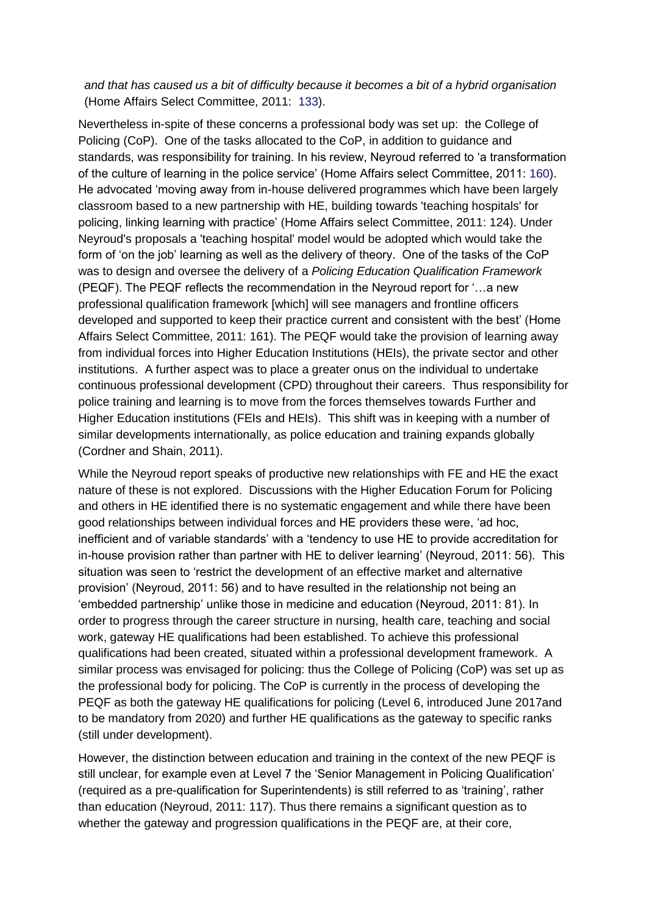*and that has caused us a bit of difficulty because it becomes a bit of a hybrid organisation* (Home Affairs Select Committee, 2011: 133).

Nevertheless in-spite of these concerns a professional body was set up: the College of Policing (CoP). One of the tasks allocated to the CoP, in addition to guidance and standards, was responsibility for training. In his review, Neyroud referred to 'a transformation of the culture of learning in the police service' (Home Affairs select Committee, 2011: 160). He advocated 'moving away from in-house delivered programmes which have been largely classroom based to a new partnership with HE, building towards 'teaching hospitals' for policing, linking learning with practice' (Home Affairs select Committee, 2011: 124). Under Neyroud's proposals a 'teaching hospital' model would be adopted which would take the form of 'on the job' learning as well as the delivery of theory. One of the tasks of the CoP was to design and oversee the delivery of a *Policing Education Qualification Framework* (PEQF). The PEQF reflects the recommendation in the Neyroud report for '…a new professional qualification framework [which] will see managers and frontline officers developed and supported to keep their practice current and consistent with the best' (Home Affairs Select Committee, 2011: 161). The PEQF would take the provision of learning away from individual forces into Higher Education Institutions (HEIs), the private sector and other institutions. A further aspect was to place a greater onus on the individual to undertake continuous professional development (CPD) throughout their careers. Thus responsibility for police training and learning is to move from the forces themselves towards Further and Higher Education institutions (FEIs and HEIs). This shift was in keeping with a number of similar developments internationally, as police education and training expands globally (Cordner and Shain, 2011).

While the Neyroud report speaks of productive new relationships with FE and HE the exact nature of these is not explored. Discussions with the Higher Education Forum for Policing and others in HE identified there is no systematic engagement and while there have been good relationships between individual forces and HE providers these were, 'ad hoc, inefficient and of variable standards' with a 'tendency to use HE to provide accreditation for in-house provision rather than partner with HE to deliver learning' (Neyroud, 2011: 56). This situation was seen to 'restrict the development of an effective market and alternative provision' (Neyroud, 2011: 56) and to have resulted in the relationship not being an 'embedded partnership' unlike those in medicine and education (Neyroud, 2011: 81). In order to progress through the career structure in nursing, health care, teaching and social work, gateway HE qualifications had been established. To achieve this professional qualifications had been created, situated within a professional development framework. A similar process was envisaged for policing: thus the College of Policing (CoP) was set up as the professional body for policing. The CoP is currently in the process of developing the PEQF as both the gateway HE qualifications for policing (Level 6, introduced June 2017and to be mandatory from 2020) and further HE qualifications as the gateway to specific ranks (still under development).

However, the distinction between education and training in the context of the new PEQF is still unclear, for example even at Level 7 the 'Senior Management in Policing Qualification' (required as a pre-qualification for Superintendents) is still referred to as 'training', rather than education (Neyroud, 2011: 117). Thus there remains a significant question as to whether the gateway and progression qualifications in the PEQF are, at their core,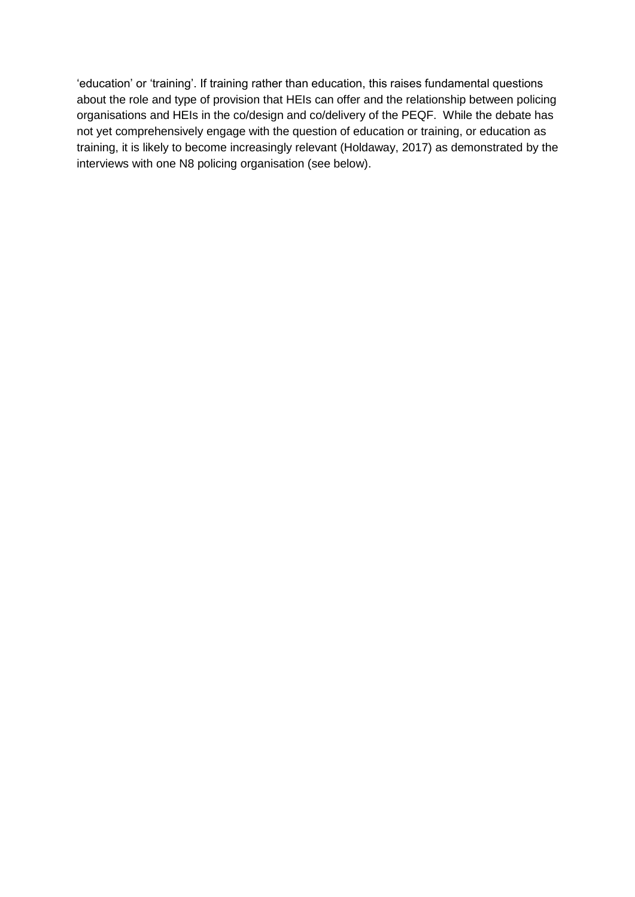'education' or 'training'. If training rather than education, this raises fundamental questions about the role and type of provision that HEIs can offer and the relationship between policing organisations and HEIs in the co/design and co/delivery of the PEQF. While the debate has not yet comprehensively engage with the question of education or training, or education as training, it is likely to become increasingly relevant (Holdaway, 2017) as demonstrated by the interviews with one N8 policing organisation (see below).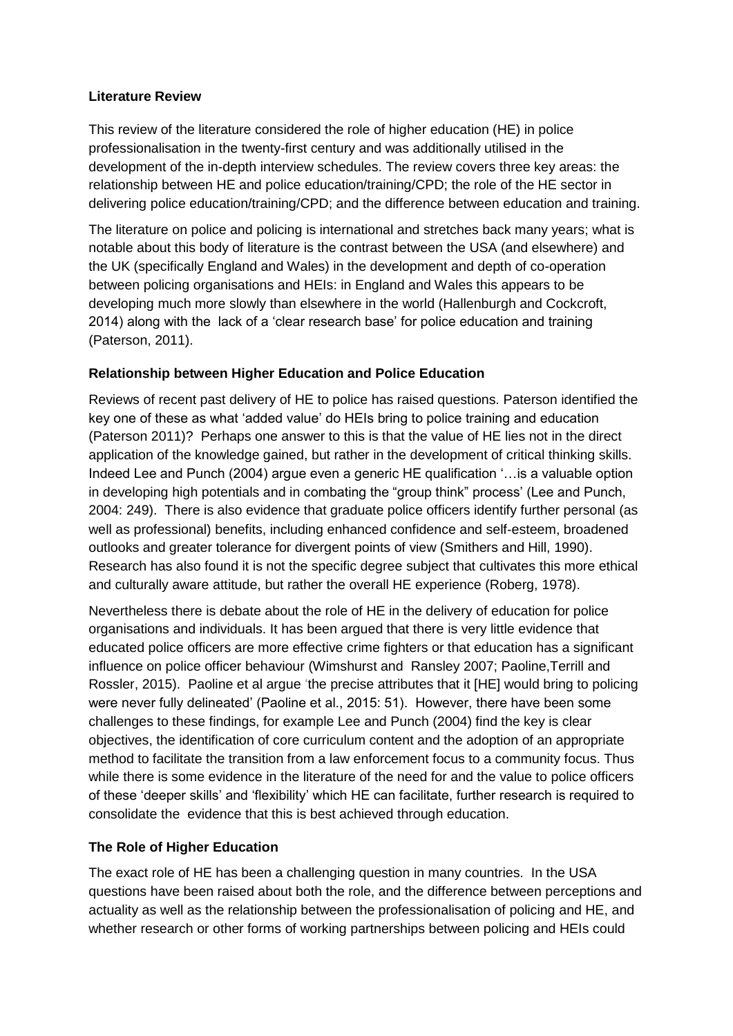**Literature Review**

This review of the literature considered the role of higher education (HE) in police professionalisation in the twenty-first century and was additionally utilised in the development of the in-depth interview schedules. The review covers three key areas: the relationship between HE and police education/training/CPD; the role of the HE sector in delivering police education/training/CPD; and the difference between education and training.

The literature on police and policing is international and stretches back many years; what is notable about this body of literature is the contrast between the USA (and elsewhere) and the UK (specifically England and Wales) in the development and depth of co-operation between policing organisations and HEIs: in England and Wales this appears to be developing much more slowly than elsewhere in the world (Hallenburgh and Cockcroft, 2014) along with the lack of a 'clear research base' for police education and training (Paterson, 2011).

**Relationship between Higher Education and Police Education**

Reviews of recent past delivery of HE to police has raised questions. Paterson identified the key one of these as what 'added value' do HEIs bring to police training and education (Paterson 2011)? Perhaps one answer to this is that the value of HE lies not in the direct application of the knowledge gained, but rather in the development of critical thinking skills. Indeed Lee and Punch (2004) argue even a generic HE qualification '…is a valuable option in developing high potentials and in combating the "group think" process' (Lee and Punch, 2004: 249). There is also evidence that graduate police officers identify further personal (as well as professional) benefits, including enhanced confidence and self-esteem, broadened outlooks and greater tolerance for divergent points of view (Smithers and Hill, 1990). Research has also found it is not the specific degree subject that cultivates this more ethical and culturally aware attitude, but rather the overall HE experience (Roberg, 1978).

Nevertheless there is debate about the role of HE in the delivery of education for police organisations and individuals. It has been argued that there is very little evidence that educated police officers are more effective crime fighters or that education has a significant influence on police officer behaviour (Wimshurst and Ransley 2007; Paoline,Terrill and Rossler, 2015). Paoline et al argue 'the precise attributes that it [HE] would bring to policing were never fully delineated' (Paoline et al., 2015: 51). However, there have been some challenges to these findings, for example Lee and Punch (2004) find the key is clear objectives, the identification of core curriculum content and the adoption of an appropriate method to facilitate the transition from a law enforcement focus to a community focus. Thus while there is some evidence in the literature of the need for and the value to police officers of these 'deeper skills' and 'flexibility' which HE can facilitate, further research is required to consolidate the evidence that this is best achieved through education.

**The Role of Higher Education**

The exact role of HE has been a challenging question in many countries. In the USA questions have been raised about both the role, and the difference between perceptions and actuality as well as the relationship between the professionalisation of policing and HE, and whether research or other forms of working partnerships between policing and HEIs could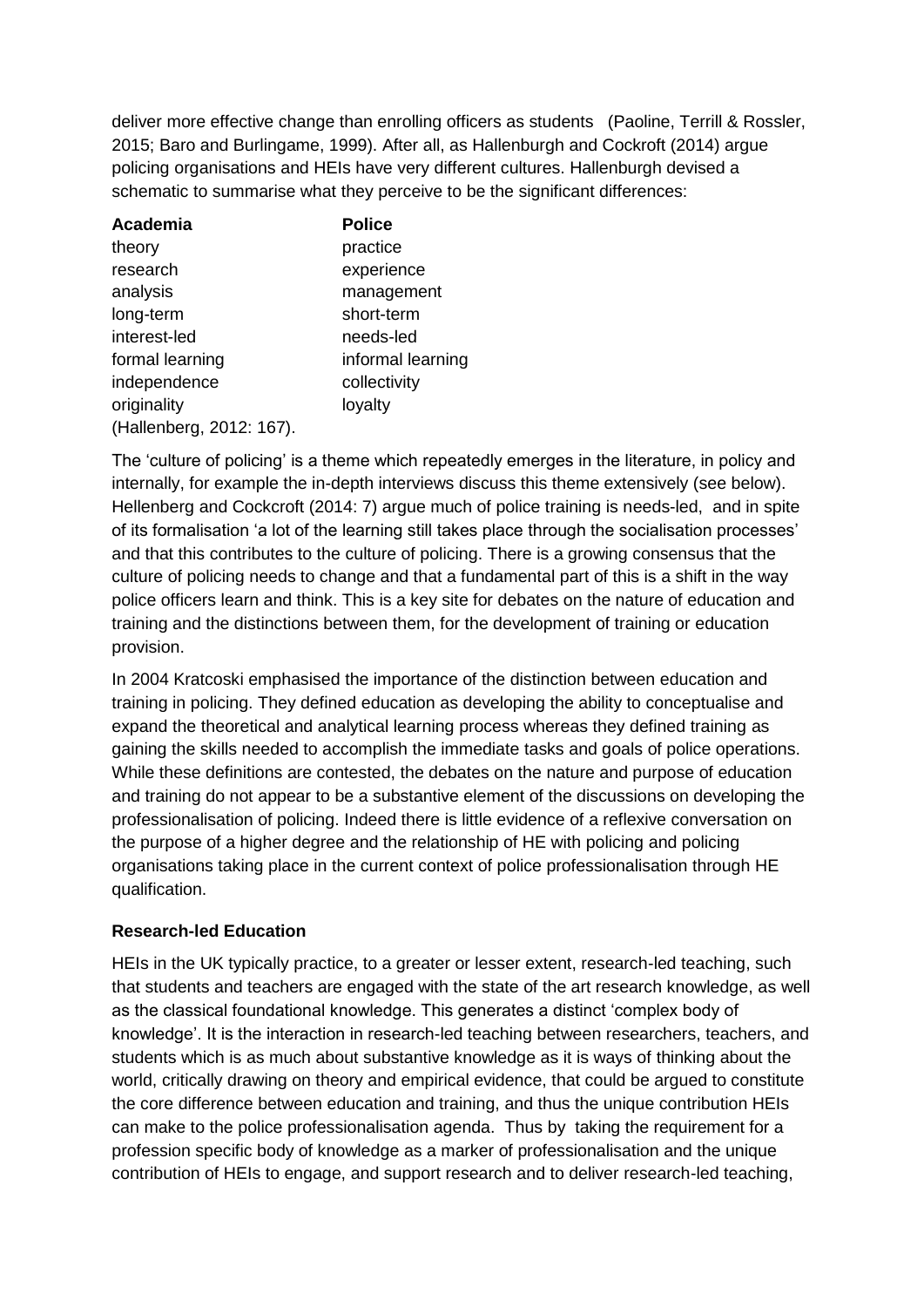deliver more effective change than enrolling officers as students (Paoline, Terrill & Rossler, 2015; Baro and Burlingame, 1999). After all, as Hallenburgh and Cockroft (2014) argue policing organisations and HEIs have very different cultures. Hallenburgh devised a schematic to summarise what they perceive to be the significant differences:

| **Academia** | **Police** |
|---|---|
| theory | practice |
| research | experience |
| analysis | management |
| long-term | short-term |
| interest-led | needs-led |
| formal learning | informal learning |
| independence | collectivity |
| originality | loyalty |

(Hallenberg, 2012: 167).

The 'culture of policing' is a theme which repeatedly emerges in the literature, in policy and internally, for example the in-depth interviews discuss this theme extensively (see below). Hellenberg and Cockcroft (2014: 7) argue much of police training is needs-led, and in spite of its formalisation 'a lot of the learning still takes place through the socialisation processes' and that this contributes to the culture of policing. There is a growing consensus that the culture of policing needs to change and that a fundamental part of this is a shift in the way police officers learn and think. This is a key site for debates on the nature of education and training and the distinctions between them, for the development of training or education provision.

In 2004 Kratcoski emphasised the importance of the distinction between education and training in policing. They defined education as developing the ability to conceptualise and expand the theoretical and analytical learning process whereas they defined training as gaining the skills needed to accomplish the immediate tasks and goals of police operations. While these definitions are contested, the debates on the nature and purpose of education and training do not appear to be a substantive element of the discussions on developing the professionalisation of policing. Indeed there is little evidence of a reflexive conversation on the purpose of a higher degree and the relationship of HE with policing and policing organisations taking place in the current context of police professionalisation through HE qualification.

**Research-led Education**

HEIs in the UK typically practice, to a greater or lesser extent, research-led teaching, such that students and teachers are engaged with the state of the art research knowledge, as well as the classical foundational knowledge. This generates a distinct 'complex body of knowledge'. It is the interaction in research-led teaching between researchers, teachers, and students which is as much about substantive knowledge as it is ways of thinking about the world, critically drawing on theory and empirical evidence, that could be argued to constitute the core difference between education and training, and thus the unique contribution HEIs can make to the police professionalisation agenda. Thus by taking the requirement for a profession specific body of knowledge as a marker of professionalisation and the unique contribution of HEIs to engage, and support research and to deliver research-led teaching,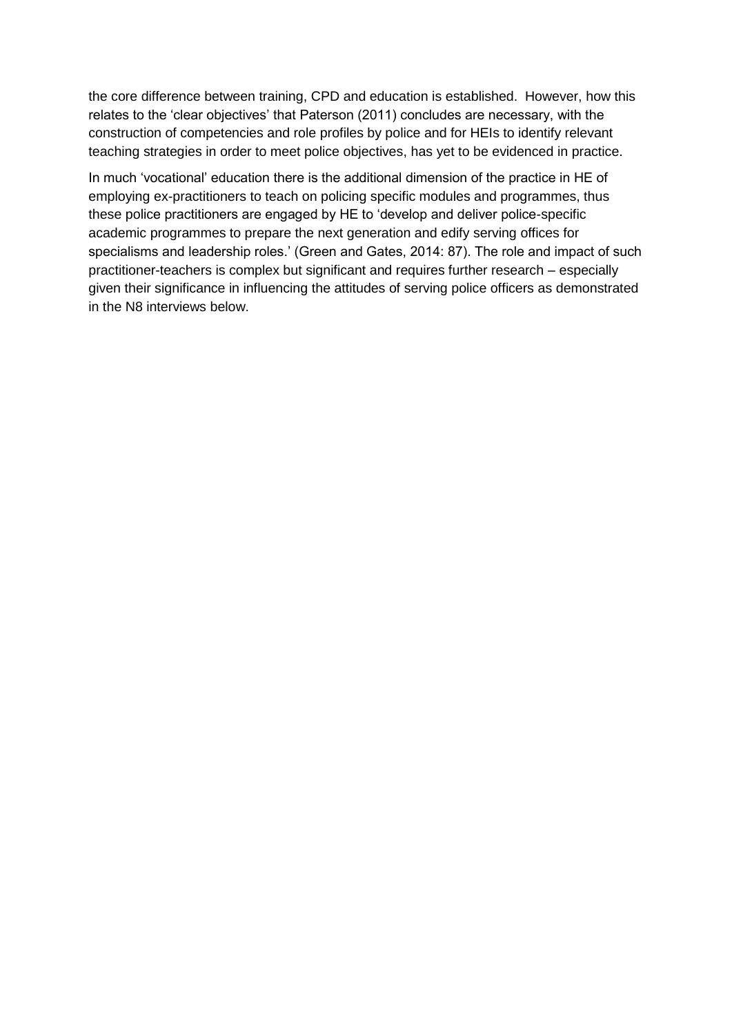the core difference between training, CPD and education is established. However, how this relates to the 'clear objectives' that Paterson (2011) concludes are necessary, with the construction of competencies and role profiles by police and for HEIs to identify relevant teaching strategies in order to meet police objectives, has yet to be evidenced in practice.

In much 'vocational' education there is the additional dimension of the practice in HE of employing ex-practitioners to teach on policing specific modules and programmes, thus these police practitioners are engaged by HE to 'develop and deliver police-specific academic programmes to prepare the next generation and edify serving offices for specialisms and leadership roles.' (Green and Gates, 2014: 87). The role and impact of such practitioner-teachers is complex but significant and requires further research – especially given their significance in influencing the attitudes of serving police officers as demonstrated in the N8 interviews below.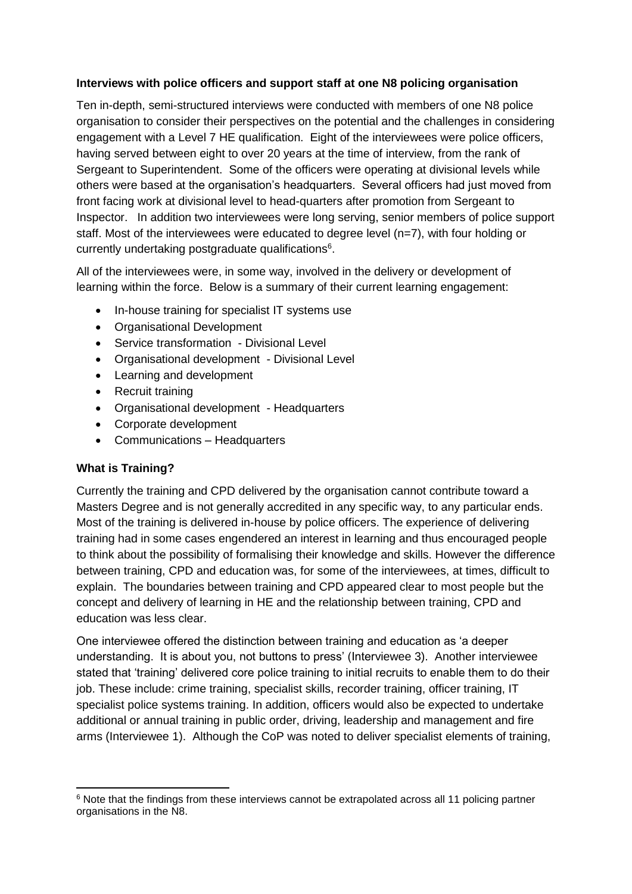**Interviews with police officers and support staff at one N8 policing organisation**

Ten in-depth, semi-structured interviews were conducted with members of one N8 police organisation to consider their perspectives on the potential and the challenges in considering engagement with a Level 7 HE qualification. Eight of the interviewees were police officers, having served between eight to over 20 years at the time of interview, from the rank of Sergeant to Superintendent. Some of the officers were operating at divisional levels while others were based at the organisation's headquarters. Several officers had just moved from front facing work at divisional level to head-quarters after promotion from Sergeant to Inspector. In addition two interviewees were long serving, senior members of police support staff. Most of the interviewees were educated to degree level (n=7), with four holding or currently undertaking postgraduate qualifications[6].

All of the interviewees were, in some way, involved in the delivery or development of learning within the force. Below is a summary of their current learning engagement:

- In-house training for specialist IT systems use
- Organisational Development
- Service transformation - Divisional Level
- Organisational development - Divisional Level
- Learning and development
- Recruit training
- Organisational development - Headquarters
- Corporate development
- Communications – Headquarters

**What is Training?**

Currently the training and CPD delivered by the organisation cannot contribute toward a Masters Degree and is not generally accredited in any specific way, to any particular ends. Most of the training is delivered in-house by police officers. The experience of delivering training had in some cases engendered an interest in learning and thus encouraged people to think about the possibility of formalising their knowledge and skills. However the difference between training, CPD and education was, for some of the interviewees, at times, difficult to explain. The boundaries between training and CPD appeared clear to most people but the concept and delivery of learning in HE and the relationship between training, CPD and education was less clear.

One interviewee offered the distinction between training and education as 'a deeper understanding. It is about you, not buttons to press' (Interviewee 3). Another interviewee stated that 'training' delivered core police training to initial recruits to enable them to do their job. These include: crime training, specialist skills, recorder training, officer training, IT specialist police systems training. In addition, officers would also be expected to undertake additional or annual training in public order, driving, leadership and management and fire arms (Interviewee 1). Although the CoP was noted to deliver specialist elements of training,

[6] Note that the findings from these interviews cannot be extrapolated across all 11 policing partner organisations in the N8.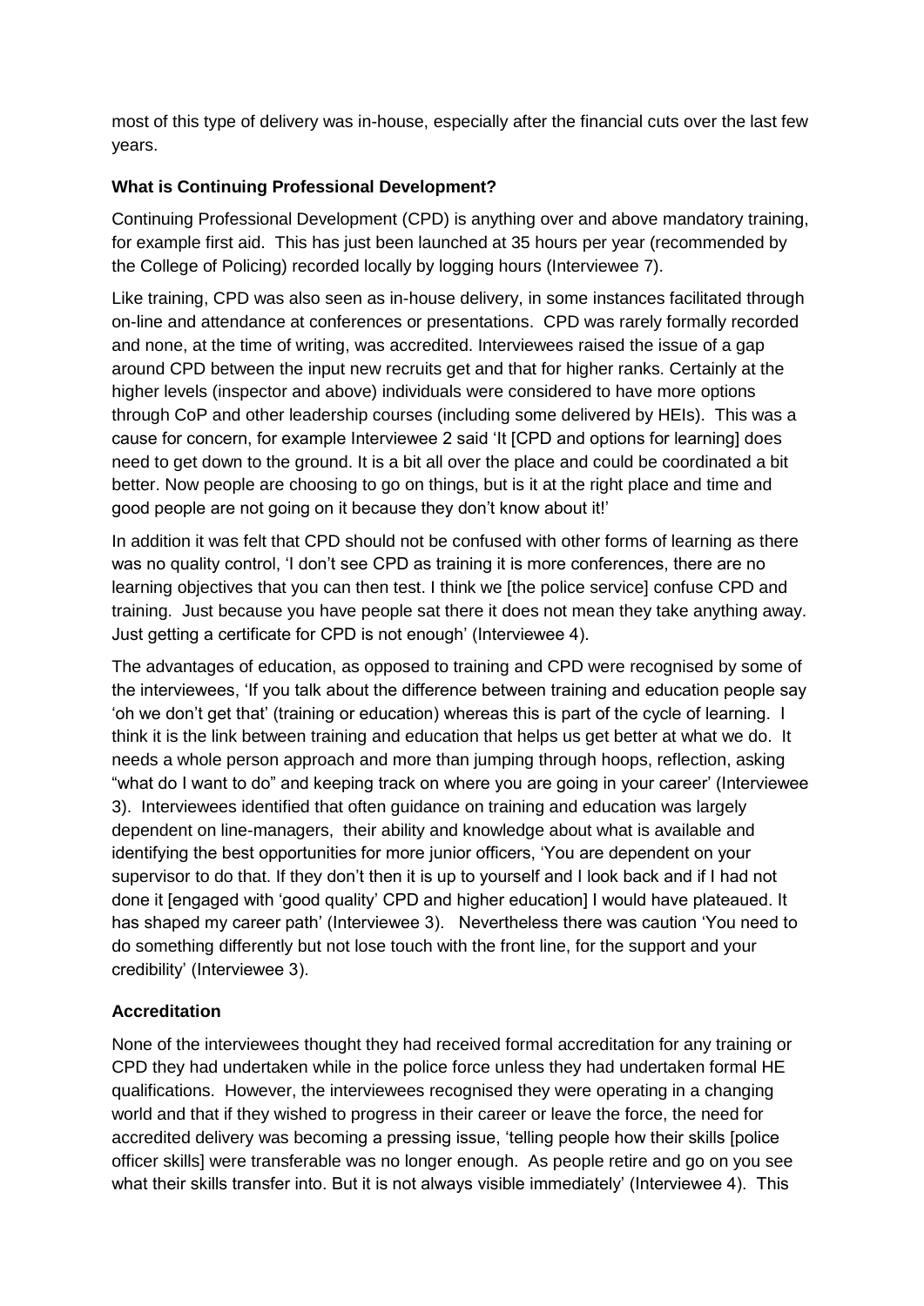most of this type of delivery was in-house, especially after the financial cuts over the last few years.

**What is Continuing Professional Development?**

Continuing Professional Development (CPD) is anything over and above mandatory training, for example first aid. This has just been launched at 35 hours per year (recommended by the College of Policing) recorded locally by logging hours (Interviewee 7).

Like training, CPD was also seen as in-house delivery, in some instances facilitated through on-line and attendance at conferences or presentations. CPD was rarely formally recorded and none, at the time of writing, was accredited. Interviewees raised the issue of a gap around CPD between the input new recruits get and that for higher ranks. Certainly at the higher levels (inspector and above) individuals were considered to have more options through CoP and other leadership courses (including some delivered by HEIs). This was a cause for concern, for example Interviewee 2 said 'It [CPD and options for learning] does need to get down to the ground. It is a bit all over the place and could be coordinated a bit better. Now people are choosing to go on things, but is it at the right place and time and good people are not going on it because they don't know about it!'

In addition it was felt that CPD should not be confused with other forms of learning as there was no quality control, 'I don't see CPD as training it is more conferences, there are no learning objectives that you can then test. I think we [the police service] confuse CPD and training. Just because you have people sat there it does not mean they take anything away. Just getting a certificate for CPD is not enough' (Interviewee 4).

The advantages of education, as opposed to training and CPD were recognised by some of the interviewees, 'If you talk about the difference between training and education people say 'oh we don't get that' (training or education) whereas this is part of the cycle of learning. I think it is the link between training and education that helps us get better at what we do. It needs a whole person approach and more than jumping through hoops, reflection, asking "what do I want to do" and keeping track on where you are going in your career' (Interviewee 3). Interviewees identified that often guidance on training and education was largely dependent on line-managers, their ability and knowledge about what is available and identifying the best opportunities for more junior officers, 'You are dependent on your supervisor to do that. If they don't then it is up to yourself and I look back and if I had not done it [engaged with 'good quality' CPD and higher education] I would have plateaued. It has shaped my career path' (Interviewee 3). Nevertheless there was caution 'You need to do something differently but not lose touch with the front line, for the support and your credibility' (Interviewee 3).

**Accreditation**

None of the interviewees thought they had received formal accreditation for any training or CPD they had undertaken while in the police force unless they had undertaken formal HE qualifications. However, the interviewees recognised they were operating in a changing world and that if they wished to progress in their career or leave the force, the need for accredited delivery was becoming a pressing issue, 'telling people how their skills [police officer skills] were transferable was no longer enough. As people retire and go on you see what their skills transfer into. But it is not always visible immediately' (Interviewee 4). This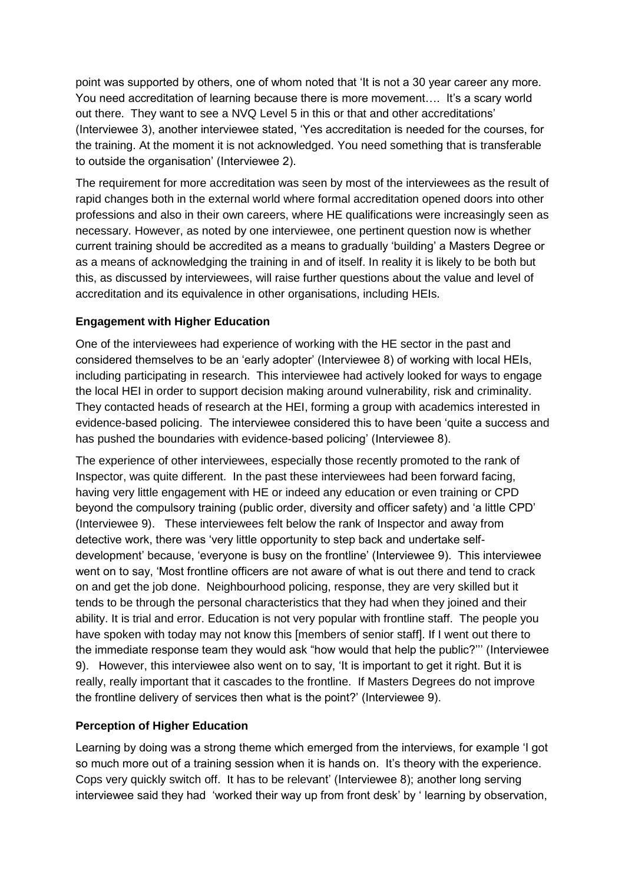point was supported by others, one of whom noted that 'It is not a 30 year career any more. You need accreditation of learning because there is more movement…. It's a scary world out there. They want to see a NVQ Level 5 in this or that and other accreditations' (Interviewee 3), another interviewee stated, 'Yes accreditation is needed for the courses, for the training. At the moment it is not acknowledged. You need something that is transferable to outside the organisation' (Interviewee 2).

The requirement for more accreditation was seen by most of the interviewees as the result of rapid changes both in the external world where formal accreditation opened doors into other professions and also in their own careers, where HE qualifications were increasingly seen as necessary. However, as noted by one interviewee, one pertinent question now is whether current training should be accredited as a means to gradually 'building' a Masters Degree or as a means of acknowledging the training in and of itself. In reality it is likely to be both but this, as discussed by interviewees, will raise further questions about the value and level of accreditation and its equivalence in other organisations, including HEIs.

**Engagement with Higher Education**

One of the interviewees had experience of working with the HE sector in the past and considered themselves to be an 'early adopter' (Interviewee 8) of working with local HEIs, including participating in research. This interviewee had actively looked for ways to engage the local HEI in order to support decision making around vulnerability, risk and criminality. They contacted heads of research at the HEI, forming a group with academics interested in evidence-based policing. The interviewee considered this to have been 'quite a success and has pushed the boundaries with evidence-based policing' (Interviewee 8).

The experience of other interviewees, especially those recently promoted to the rank of Inspector, was quite different. In the past these interviewees had been forward facing, having very little engagement with HE or indeed any education or even training or CPD beyond the compulsory training (public order, diversity and officer safety) and 'a little CPD' (Interviewee 9). These interviewees felt below the rank of Inspector and away from detective work, there was 'very little opportunity to step back and undertake self-development' because, 'everyone is busy on the frontline' (Interviewee 9). This interviewee went on to say, 'Most frontline officers are not aware of what is out there and tend to crack on and get the job done. Neighbourhood policing, response, they are very skilled but it tends to be through the personal characteristics that they had when they joined and their ability. It is trial and error. Education is not very popular with frontline staff. The people you have spoken with today may not know this [members of senior staff]. If I went out there to the immediate response team they would ask "how would that help the public?"' (Interviewee 9). However, this interviewee also went on to say, 'It is important to get it right. But it is really, really important that it cascades to the frontline. If Masters Degrees do not improve the frontline delivery of services then what is the point?' (Interviewee 9).

**Perception of Higher Education**

Learning by doing was a strong theme which emerged from the interviews, for example 'I got so much more out of a training session when it is hands on. It's theory with the experience. Cops very quickly switch off. It has to be relevant' (Interviewee 8); another long serving interviewee said they had 'worked their way up from front desk' by ' learning by observation,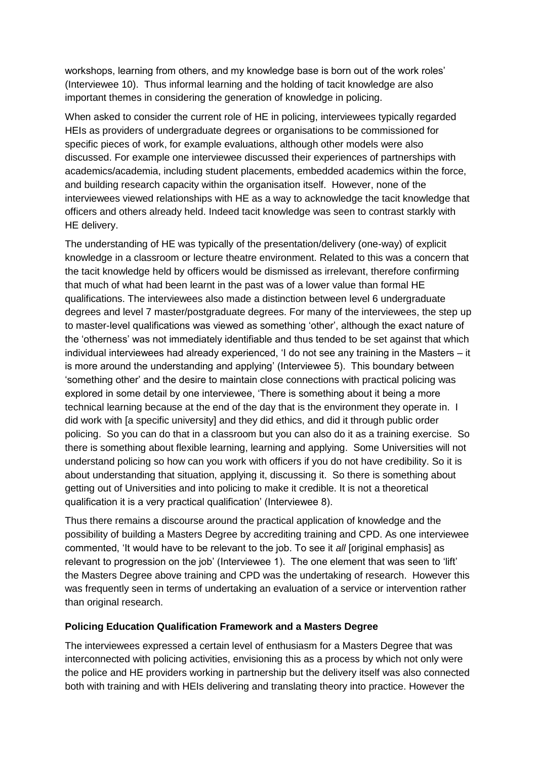workshops, learning from others, and my knowledge base is born out of the work roles' (Interviewee 10). Thus informal learning and the holding of tacit knowledge are also important themes in considering the generation of knowledge in policing.

When asked to consider the current role of HE in policing, interviewees typically regarded HEIs as providers of undergraduate degrees or organisations to be commissioned for specific pieces of work, for example evaluations, although other models were also discussed. For example one interviewee discussed their experiences of partnerships with academics/academia, including student placements, embedded academics within the force, and building research capacity within the organisation itself. However, none of the interviewees viewed relationships with HE as a way to acknowledge the tacit knowledge that officers and others already held. Indeed tacit knowledge was seen to contrast starkly with HE delivery.

The understanding of HE was typically of the presentation/delivery (one-way) of explicit knowledge in a classroom or lecture theatre environment. Related to this was a concern that the tacit knowledge held by officers would be dismissed as irrelevant, therefore confirming that much of what had been learnt in the past was of a lower value than formal HE qualifications. The interviewees also made a distinction between level 6 undergraduate degrees and level 7 master/postgraduate degrees. For many of the interviewees, the step up to master-level qualifications was viewed as something 'other', although the exact nature of the 'otherness' was not immediately identifiable and thus tended to be set against that which individual interviewees had already experienced, 'I do not see any training in the Masters – it is more around the understanding and applying' (Interviewee 5). This boundary between 'something other' and the desire to maintain close connections with practical policing was explored in some detail by one interviewee, 'There is something about it being a more technical learning because at the end of the day that is the environment they operate in. I did work with [a specific university] and they did ethics, and did it through public order policing. So you can do that in a classroom but you can also do it as a training exercise. So there is something about flexible learning, learning and applying. Some Universities will not understand policing so how can you work with officers if you do not have credibility. So it is about understanding that situation, applying it, discussing it. So there is something about getting out of Universities and into policing to make it credible. It is not a theoretical qualification it is a very practical qualification' (Interviewee 8).

Thus there remains a discourse around the practical application of knowledge and the possibility of building a Masters Degree by accrediting training and CPD. As one interviewee commented, 'It would have to be relevant to the job. To see it *all* [original emphasis] as relevant to progression on the job' (Interviewee 1). The one element that was seen to 'lift' the Masters Degree above training and CPD was the undertaking of research. However this was frequently seen in terms of undertaking an evaluation of a service or intervention rather than original research.

**Policing Education Qualification Framework and a Masters Degree**

The interviewees expressed a certain level of enthusiasm for a Masters Degree that was interconnected with policing activities, envisioning this as a process by which not only were the police and HE providers working in partnership but the delivery itself was also connected both with training and with HEIs delivering and translating theory into practice. However the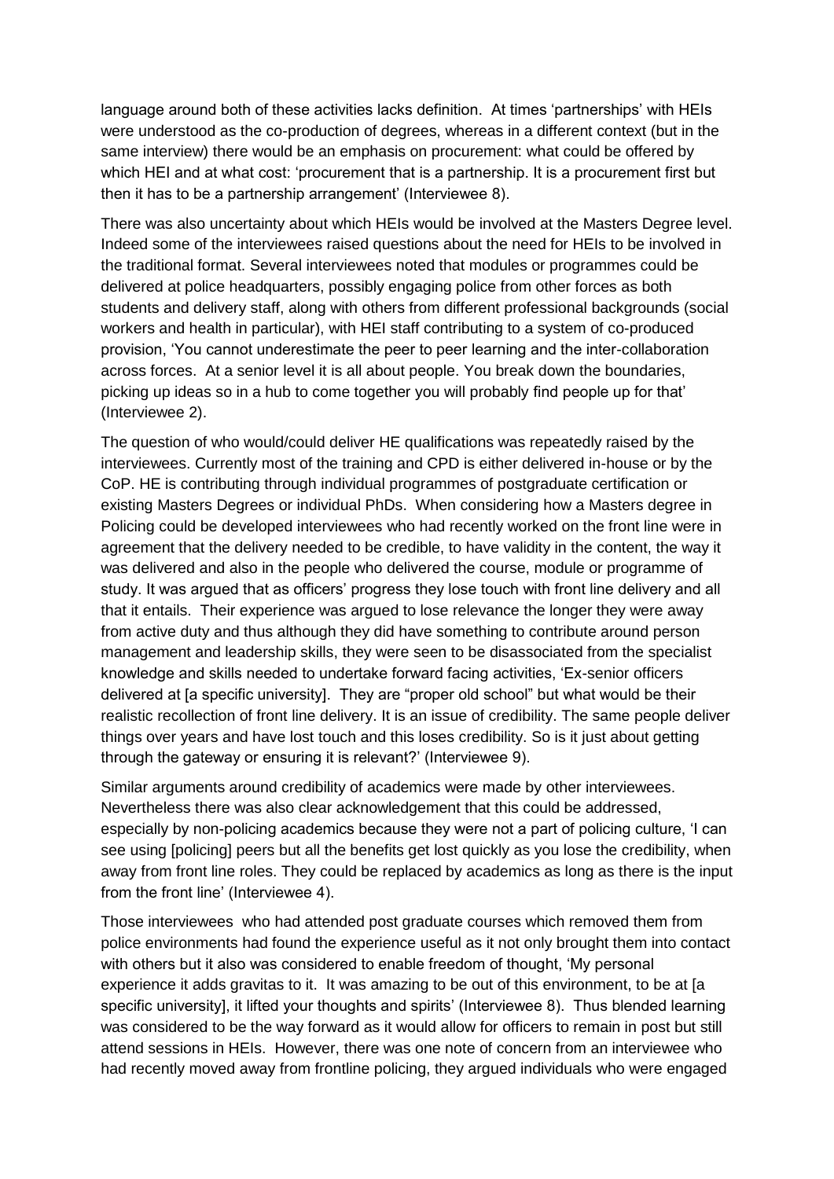language around both of these activities lacks definition. At times 'partnerships' with HEIs were understood as the co-production of degrees, whereas in a different context (but in the same interview) there would be an emphasis on procurement: what could be offered by which HEI and at what cost: 'procurement that is a partnership. It is a procurement first but then it has to be a partnership arrangement' (Interviewee 8).

There was also uncertainty about which HEIs would be involved at the Masters Degree level. Indeed some of the interviewees raised questions about the need for HEIs to be involved in the traditional format. Several interviewees noted that modules or programmes could be delivered at police headquarters, possibly engaging police from other forces as both students and delivery staff, along with others from different professional backgrounds (social workers and health in particular), with HEI staff contributing to a system of co-produced provision, 'You cannot underestimate the peer to peer learning and the inter-collaboration across forces. At a senior level it is all about people. You break down the boundaries, picking up ideas so in a hub to come together you will probably find people up for that' (Interviewee 2).

The question of who would/could deliver HE qualifications was repeatedly raised by the interviewees. Currently most of the training and CPD is either delivered in-house or by the CoP. HE is contributing through individual programmes of postgraduate certification or existing Masters Degrees or individual PhDs. When considering how a Masters degree in Policing could be developed interviewees who had recently worked on the front line were in agreement that the delivery needed to be credible, to have validity in the content, the way it was delivered and also in the people who delivered the course, module or programme of study. It was argued that as officers' progress they lose touch with front line delivery and all that it entails. Their experience was argued to lose relevance the longer they were away from active duty and thus although they did have something to contribute around person management and leadership skills, they were seen to be disassociated from the specialist knowledge and skills needed to undertake forward facing activities, 'Ex-senior officers delivered at [a specific university]. They are "proper old school" but what would be their realistic recollection of front line delivery. It is an issue of credibility. The same people deliver things over years and have lost touch and this loses credibility. So is it just about getting through the gateway or ensuring it is relevant?' (Interviewee 9).

Similar arguments around credibility of academics were made by other interviewees. Nevertheless there was also clear acknowledgement that this could be addressed, especially by non-policing academics because they were not a part of policing culture, 'I can see using [policing] peers but all the benefits get lost quickly as you lose the credibility, when away from front line roles. They could be replaced by academics as long as there is the input from the front line' (Interviewee 4).

Those interviewees who had attended post graduate courses which removed them from police environments had found the experience useful as it not only brought them into contact with others but it also was considered to enable freedom of thought, 'My personal experience it adds gravitas to it. It was amazing to be out of this environment, to be at [a specific university], it lifted your thoughts and spirits' (Interviewee 8). Thus blended learning was considered to be the way forward as it would allow for officers to remain in post but still attend sessions in HEIs. However, there was one note of concern from an interviewee who had recently moved away from frontline policing, they argued individuals who were engaged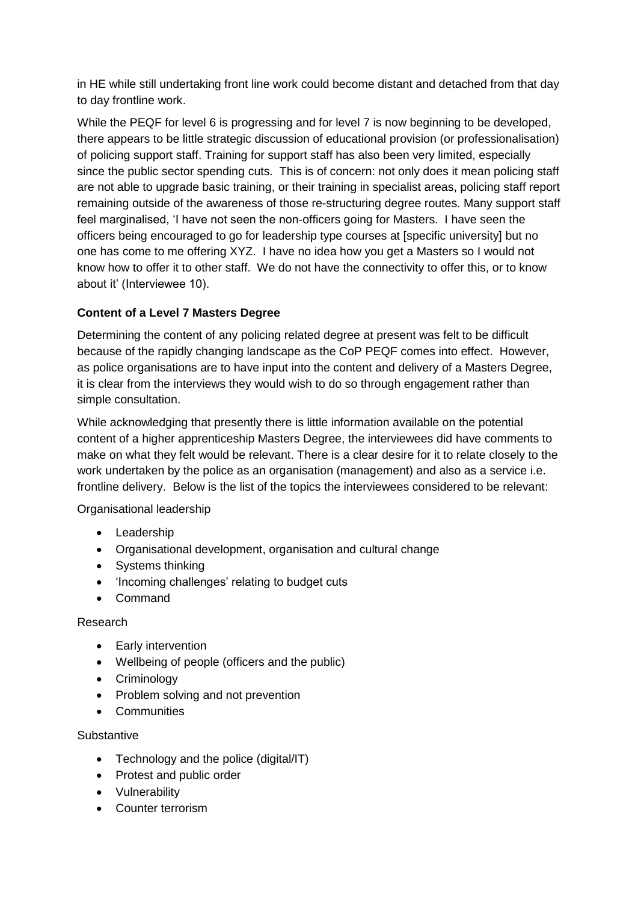in HE while still undertaking front line work could become distant and detached from that day to day frontline work.

While the PEQF for level 6 is progressing and for level 7 is now beginning to be developed, there appears to be little strategic discussion of educational provision (or professionalisation) of policing support staff. Training for support staff has also been very limited, especially since the public sector spending cuts. This is of concern: not only does it mean policing staff are not able to upgrade basic training, or their training in specialist areas, policing staff report remaining outside of the awareness of those re-structuring degree routes. Many support staff feel marginalised, 'I have not seen the non-officers going for Masters. I have seen the officers being encouraged to go for leadership type courses at [specific university] but no one has come to me offering XYZ. I have no idea how you get a Masters so I would not know how to offer it to other staff. We do not have the connectivity to offer this, or to know about it' (Interviewee 10).

**Content of a Level 7 Masters Degree**

Determining the content of any policing related degree at present was felt to be difficult because of the rapidly changing landscape as the CoP PEQF comes into effect. However, as police organisations are to have input into the content and delivery of a Masters Degree, it is clear from the interviews they would wish to do so through engagement rather than simple consultation.

While acknowledging that presently there is little information available on the potential content of a higher apprenticeship Masters Degree, the interviewees did have comments to make on what they felt would be relevant. There is a clear desire for it to relate closely to the work undertaken by the police as an organisation (management) and also as a service i.e. frontline delivery. Below is the list of the topics the interviewees considered to be relevant:

Organisational leadership

- Leadership
- Organisational development, organisation and cultural change
- Systems thinking
- 'Incoming challenges' relating to budget cuts
- Command

Research

- Early intervention
- Wellbeing of people (officers and the public)
- Criminology
- Problem solving and not prevention
- Communities

Substantive

- Technology and the police (digital/IT)
- Protest and public order
- Vulnerability
- Counter terrorism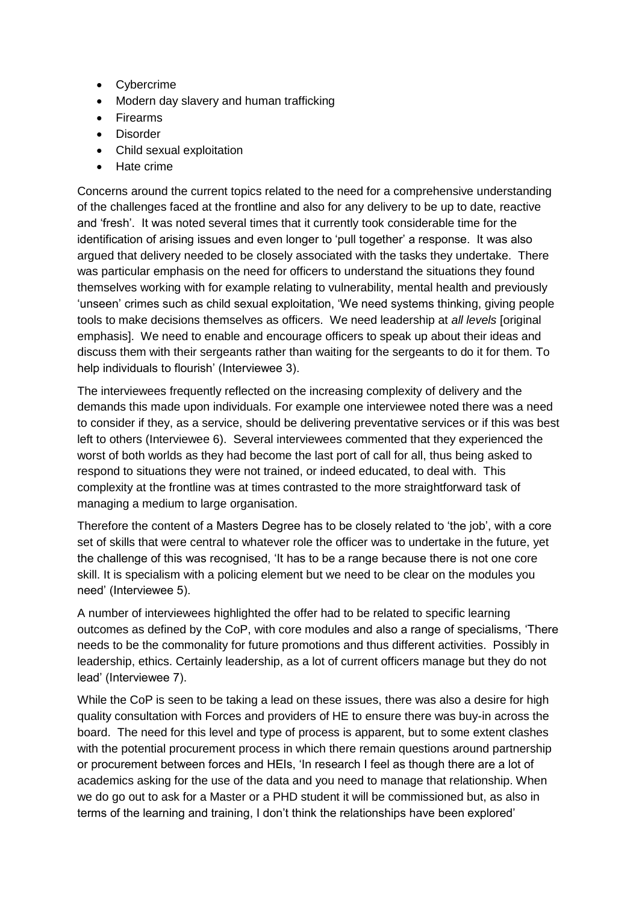- Cybercrime
- Modern day slavery and human trafficking
- Firearms
- Disorder
- Child sexual exploitation
- Hate crime

Concerns around the current topics related to the need for a comprehensive understanding of the challenges faced at the frontline and also for any delivery to be up to date, reactive and 'fresh'. It was noted several times that it currently took considerable time for the identification of arising issues and even longer to 'pull together' a response. It was also argued that delivery needed to be closely associated with the tasks they undertake. There was particular emphasis on the need for officers to understand the situations they found themselves working with for example relating to vulnerability, mental health and previously 'unseen' crimes such as child sexual exploitation, 'We need systems thinking, giving people tools to make decisions themselves as officers. We need leadership at *all levels* [original emphasis]. We need to enable and encourage officers to speak up about their ideas and discuss them with their sergeants rather than waiting for the sergeants to do it for them. To help individuals to flourish' (Interviewee 3).

The interviewees frequently reflected on the increasing complexity of delivery and the demands this made upon individuals. For example one interviewee noted there was a need to consider if they, as a service, should be delivering preventative services or if this was best left to others (Interviewee 6). Several interviewees commented that they experienced the worst of both worlds as they had become the last port of call for all, thus being asked to respond to situations they were not trained, or indeed educated, to deal with. This complexity at the frontline was at times contrasted to the more straightforward task of managing a medium to large organisation.

Therefore the content of a Masters Degree has to be closely related to 'the job', with a core set of skills that were central to whatever role the officer was to undertake in the future, yet the challenge of this was recognised, 'It has to be a range because there is not one core skill. It is specialism with a policing element but we need to be clear on the modules you need' (Interviewee 5).

A number of interviewees highlighted the offer had to be related to specific learning outcomes as defined by the CoP, with core modules and also a range of specialisms, 'There needs to be the commonality for future promotions and thus different activities. Possibly in leadership, ethics. Certainly leadership, as a lot of current officers manage but they do not lead' (Interviewee 7).

While the CoP is seen to be taking a lead on these issues, there was also a desire for high quality consultation with Forces and providers of HE to ensure there was buy-in across the board. The need for this level and type of process is apparent, but to some extent clashes with the potential procurement process in which there remain questions around partnership or procurement between forces and HEIs, 'In research I feel as though there are a lot of academics asking for the use of the data and you need to manage that relationship. When we do go out to ask for a Master or a PHD student it will be commissioned but, as also in terms of the learning and training, I don't think the relationships have been explored'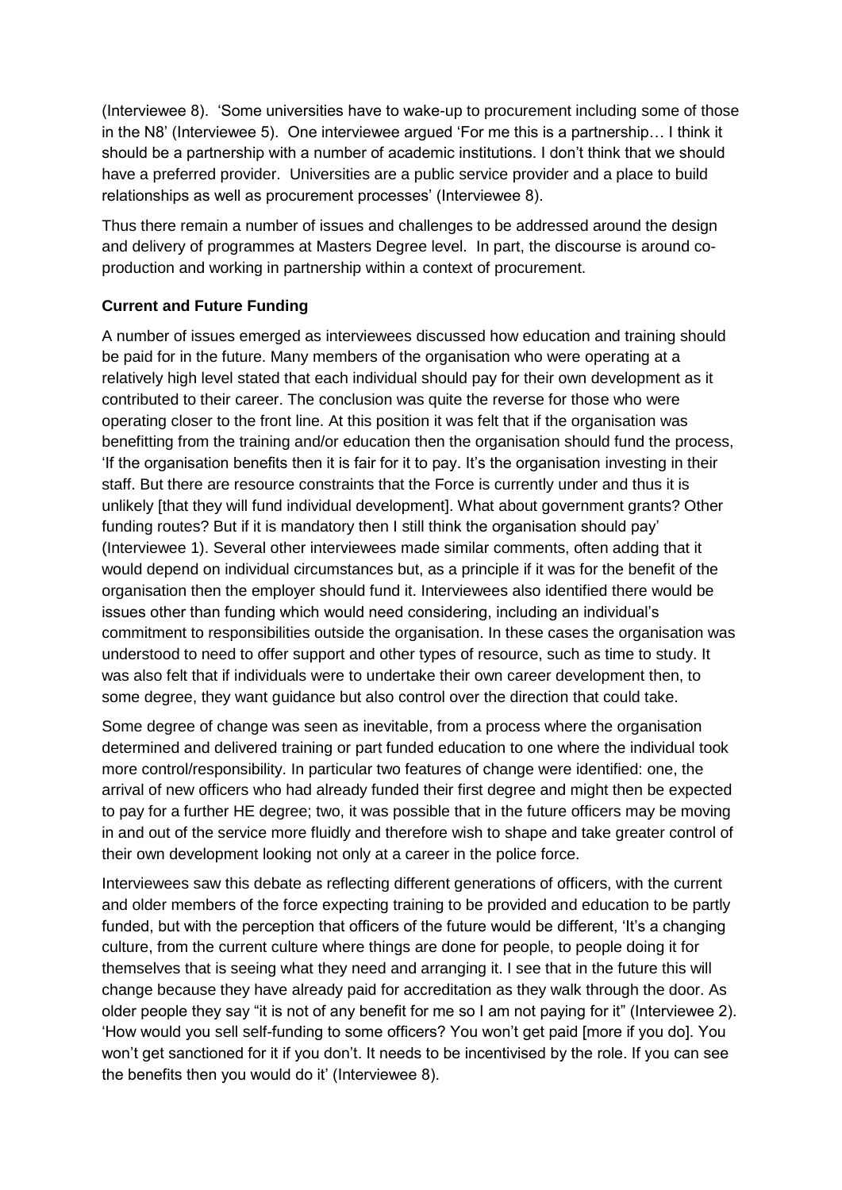(Interviewee 8). 'Some universities have to wake-up to procurement including some of those in the N8' (Interviewee 5). One interviewee argued 'For me this is a partnership… I think it should be a partnership with a number of academic institutions. I don't think that we should have a preferred provider. Universities are a public service provider and a place to build relationships as well as procurement processes' (Interviewee 8).

Thus there remain a number of issues and challenges to be addressed around the design and delivery of programmes at Masters Degree level. In part, the discourse is around co-production and working in partnership within a context of procurement.

**Current and Future Funding**

A number of issues emerged as interviewees discussed how education and training should be paid for in the future. Many members of the organisation who were operating at a relatively high level stated that each individual should pay for their own development as it contributed to their career. The conclusion was quite the reverse for those who were operating closer to the front line. At this position it was felt that if the organisation was benefitting from the training and/or education then the organisation should fund the process, 'If the organisation benefits then it is fair for it to pay. It's the organisation investing in their staff. But there are resource constraints that the Force is currently under and thus it is unlikely [that they will fund individual development]. What about government grants? Other funding routes? But if it is mandatory then I still think the organisation should pay' (Interviewee 1). Several other interviewees made similar comments, often adding that it would depend on individual circumstances but, as a principle if it was for the benefit of the organisation then the employer should fund it. Interviewees also identified there would be issues other than funding which would need considering, including an individual's commitment to responsibilities outside the organisation. In these cases the organisation was understood to need to offer support and other types of resource, such as time to study. It was also felt that if individuals were to undertake their own career development then, to some degree, they want guidance but also control over the direction that could take.

Some degree of change was seen as inevitable, from a process where the organisation determined and delivered training or part funded education to one where the individual took more control/responsibility. In particular two features of change were identified: one, the arrival of new officers who had already funded their first degree and might then be expected to pay for a further HE degree; two, it was possible that in the future officers may be moving in and out of the service more fluidly and therefore wish to shape and take greater control of their own development looking not only at a career in the police force.

Interviewees saw this debate as reflecting different generations of officers, with the current and older members of the force expecting training to be provided and education to be partly funded, but with the perception that officers of the future would be different, 'It's a changing culture, from the current culture where things are done for people, to people doing it for themselves that is seeing what they need and arranging it. I see that in the future this will change because they have already paid for accreditation as they walk through the door. As older people they say "it is not of any benefit for me so I am not paying for it" (Interviewee 2). 'How would you sell self-funding to some officers? You won't get paid [more if you do]. You won't get sanctioned for it if you don't. It needs to be incentivised by the role. If you can see the benefits then you would do it' (Interviewee 8).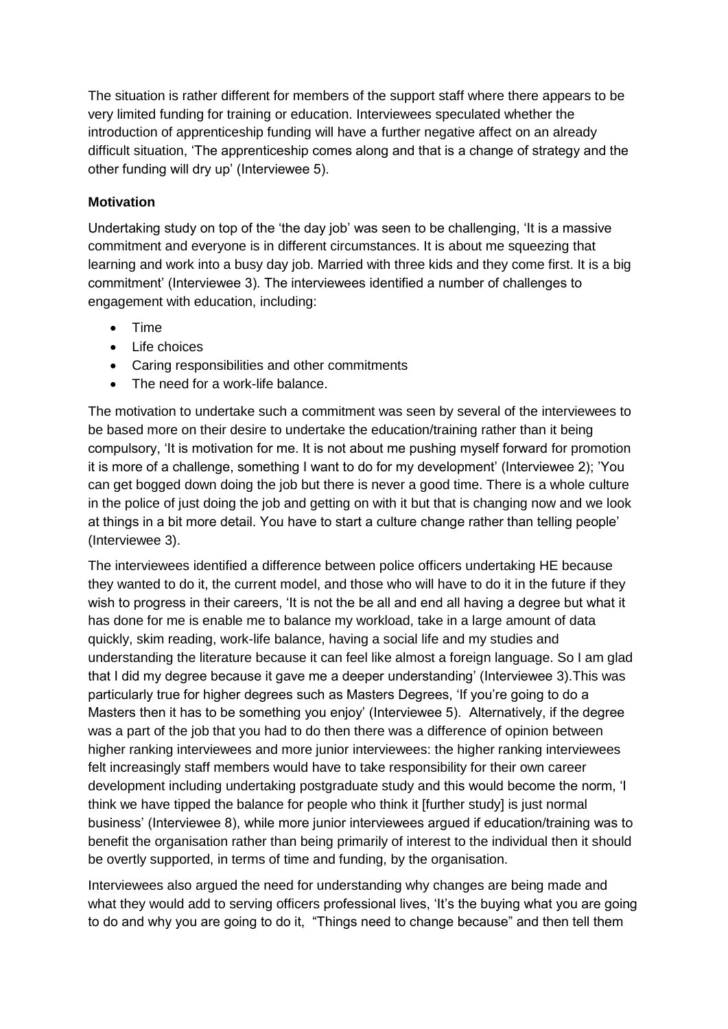The situation is rather different for members of the support staff where there appears to be very limited funding for training or education. Interviewees speculated whether the introduction of apprenticeship funding will have a further negative affect on an already difficult situation, 'The apprenticeship comes along and that is a change of strategy and the other funding will dry up' (Interviewee 5).

**Motivation**

Undertaking study on top of the 'the day job' was seen to be challenging, 'It is a massive commitment and everyone is in different circumstances. It is about me squeezing that learning and work into a busy day job. Married with three kids and they come first. It is a big commitment' (Interviewee 3). The interviewees identified a number of challenges to engagement with education, including:

- Time
- Life choices
- Caring responsibilities and other commitments
- The need for a work-life balance.

The motivation to undertake such a commitment was seen by several of the interviewees to be based more on their desire to undertake the education/training rather than it being compulsory, 'It is motivation for me. It is not about me pushing myself forward for promotion it is more of a challenge, something I want to do for my development' (Interviewee 2); 'You can get bogged down doing the job but there is never a good time. There is a whole culture in the police of just doing the job and getting on with it but that is changing now and we look at things in a bit more detail. You have to start a culture change rather than telling people' (Interviewee 3).

The interviewees identified a difference between police officers undertaking HE because they wanted to do it, the current model, and those who will have to do it in the future if they wish to progress in their careers, 'It is not the be all and end all having a degree but what it has done for me is enable me to balance my workload, take in a large amount of data quickly, skim reading, work-life balance, having a social life and my studies and understanding the literature because it can feel like almost a foreign language. So I am glad that I did my degree because it gave me a deeper understanding' (Interviewee 3).This was particularly true for higher degrees such as Masters Degrees, 'If you're going to do a Masters then it has to be something you enjoy' (Interviewee 5). Alternatively, if the degree was a part of the job that you had to do then there was a difference of opinion between higher ranking interviewees and more junior interviewees: the higher ranking interviewees felt increasingly staff members would have to take responsibility for their own career development including undertaking postgraduate study and this would become the norm, 'I think we have tipped the balance for people who think it [further study] is just normal business' (Interviewee 8), while more junior interviewees argued if education/training was to benefit the organisation rather than being primarily of interest to the individual then it should be overtly supported, in terms of time and funding, by the organisation.

Interviewees also argued the need for understanding why changes are being made and what they would add to serving officers professional lives, 'It's the buying what you are going to do and why you are going to do it, "Things need to change because" and then tell them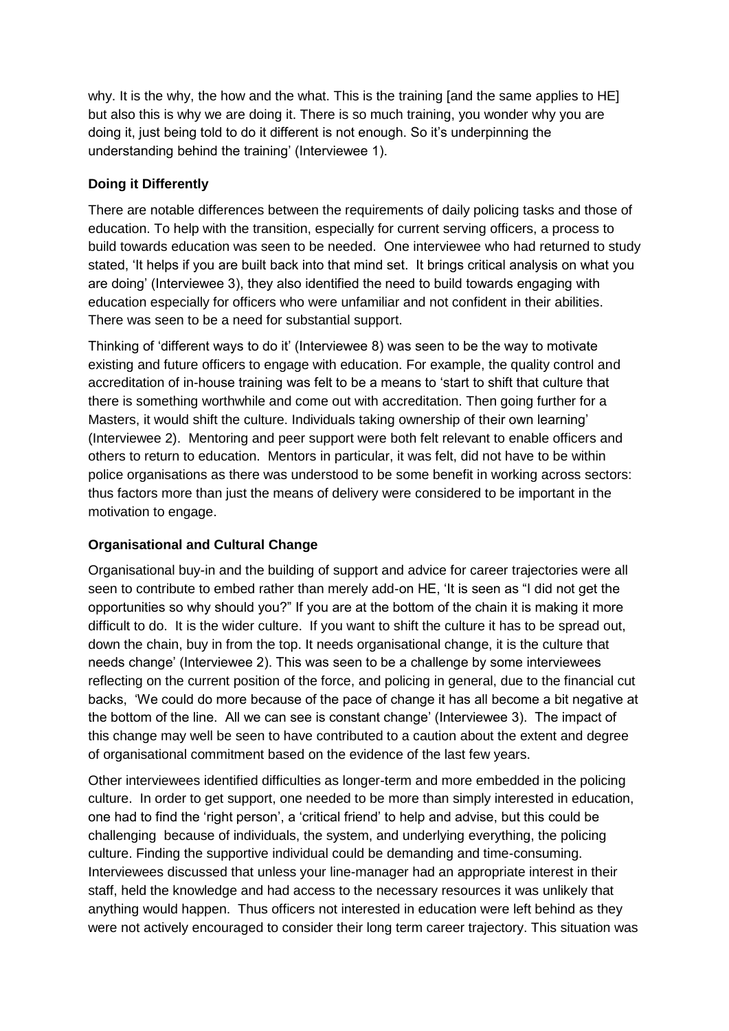why. It is the why, the how and the what. This is the training [and the same applies to HE] but also this is why we are doing it. There is so much training, you wonder why you are doing it, just being told to do it different is not enough. So it's underpinning the understanding behind the training' (Interviewee 1).

### Doing it Differently

There are notable differences between the requirements of daily policing tasks and those of education. To help with the transition, especially for current serving officers, a process to build towards education was seen to be needed. One interviewee who had returned to study stated, 'It helps if you are built back into that mind set. It brings critical analysis on what you are doing' (Interviewee 3), they also identified the need to build towards engaging with education especially for officers who were unfamiliar and not confident in their abilities. There was seen to be a need for substantial support.

Thinking of 'different ways to do it' (Interviewee 8) was seen to be the way to motivate existing and future officers to engage with education. For example, the quality control and accreditation of in-house training was felt to be a means to 'start to shift that culture that there is something worthwhile and come out with accreditation. Then going further for a Masters, it would shift the culture. Individuals taking ownership of their own learning' (Interviewee 2). Mentoring and peer support were both felt relevant to enable officers and others to return to education. Mentors in particular, it was felt, did not have to be within police organisations as there was understood to be some benefit in working across sectors: thus factors more than just the means of delivery were considered to be important in the motivation to engage.

### Organisational and Cultural Change

Organisational buy-in and the building of support and advice for career trajectories were all seen to contribute to embed rather than merely add-on HE, 'It is seen as "I did not get the opportunities so why should you?" If you are at the bottom of the chain it is making it more difficult to do. It is the wider culture. If you want to shift the culture it has to be spread out, down the chain, buy in from the top. It needs organisational change, it is the culture that needs change' (Interviewee 2). This was seen to be a challenge by some interviewees reflecting on the current position of the force, and policing in general, due to the financial cut backs, 'We could do more because of the pace of change it has all become a bit negative at the bottom of the line. All we can see is constant change' (Interviewee 3). The impact of this change may well be seen to have contributed to a caution about the extent and degree of organisational commitment based on the evidence of the last few years.

Other interviewees identified difficulties as longer-term and more embedded in the policing culture. In order to get support, one needed to be more than simply interested in education, one had to find the 'right person', a 'critical friend' to help and advise, but this could be challenging because of individuals, the system, and underlying everything, the policing culture. Finding the supportive individual could be demanding and time-consuming. Interviewees discussed that unless your line-manager had an appropriate interest in their staff, held the knowledge and had access to the necessary resources it was unlikely that anything would happen. Thus officers not interested in education were left behind as they were not actively encouraged to consider their long term career trajectory. This situation was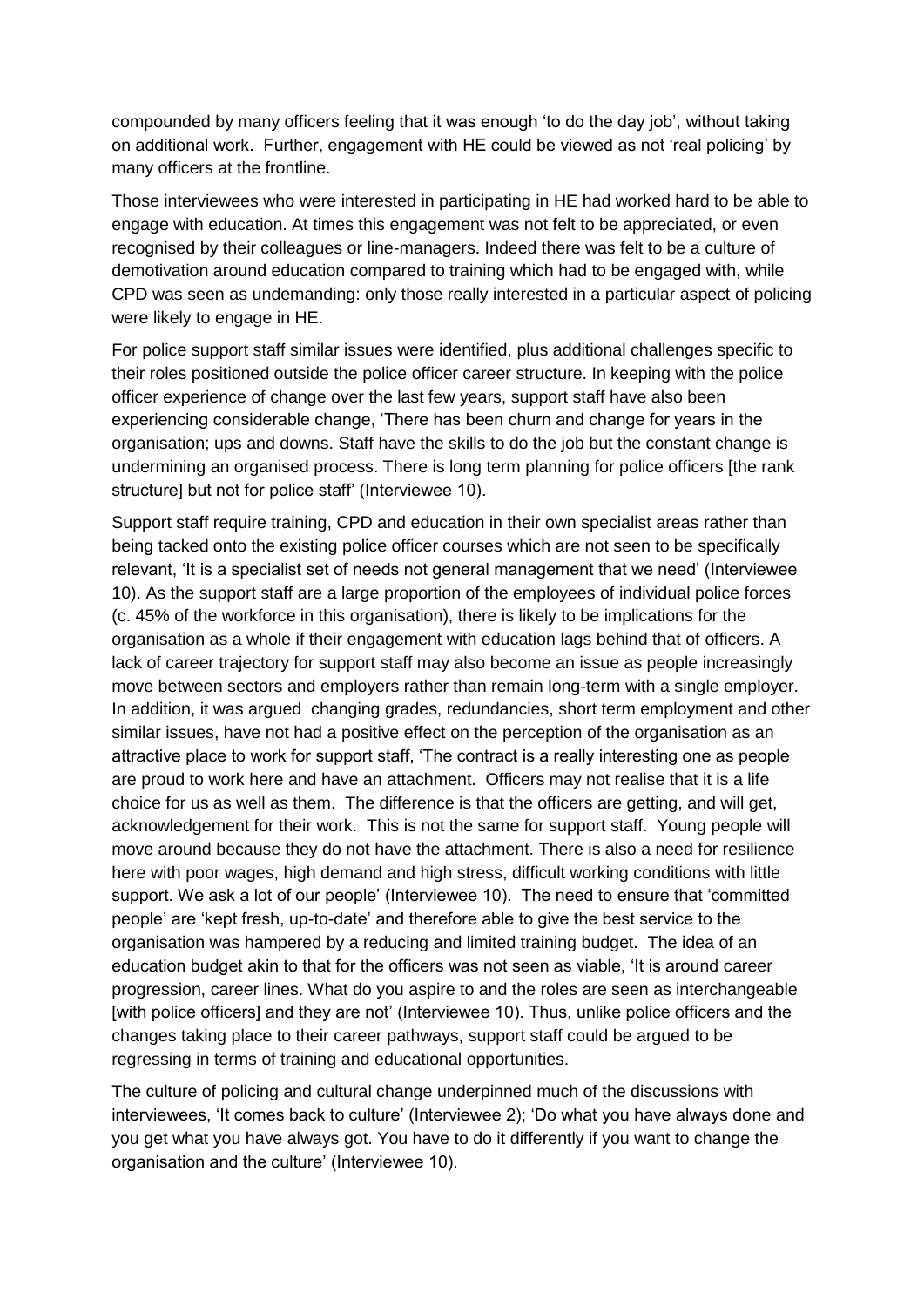compounded by many officers feeling that it was enough 'to do the day job', without taking on additional work. Further, engagement with HE could be viewed as not 'real policing' by many officers at the frontline.

Those interviewees who were interested in participating in HE had worked hard to be able to engage with education. At times this engagement was not felt to be appreciated, or even recognised by their colleagues or line-managers. Indeed there was felt to be a culture of demotivation around education compared to training which had to be engaged with, while CPD was seen as undemanding: only those really interested in a particular aspect of policing were likely to engage in HE.

For police support staff similar issues were identified, plus additional challenges specific to their roles positioned outside the police officer career structure. In keeping with the police officer experience of change over the last few years, support staff have also been experiencing considerable change, 'There has been churn and change for years in the organisation; ups and downs. Staff have the skills to do the job but the constant change is undermining an organised process. There is long term planning for police officers [the rank structure] but not for police staff' (Interviewee 10).

Support staff require training, CPD and education in their own specialist areas rather than being tacked onto the existing police officer courses which are not seen to be specifically relevant, 'It is a specialist set of needs not general management that we need' (Interviewee 10). As the support staff are a large proportion of the employees of individual police forces (c. 45% of the workforce in this organisation), there is likely to be implications for the organisation as a whole if their engagement with education lags behind that of officers. A lack of career trajectory for support staff may also become an issue as people increasingly move between sectors and employers rather than remain long-term with a single employer. In addition, it was argued changing grades, redundancies, short term employment and other similar issues, have not had a positive effect on the perception of the organisation as an attractive place to work for support staff, 'The contract is a really interesting one as people are proud to work here and have an attachment. Officers may not realise that it is a life choice for us as well as them. The difference is that the officers are getting, and will get, acknowledgement for their work. This is not the same for support staff. Young people will move around because they do not have the attachment. There is also a need for resilience here with poor wages, high demand and high stress, difficult working conditions with little support. We ask a lot of our people' (Interviewee 10). The need to ensure that 'committed people' are 'kept fresh, up-to-date' and therefore able to give the best service to the organisation was hampered by a reducing and limited training budget. The idea of an education budget akin to that for the officers was not seen as viable, 'It is around career progression, career lines. What do you aspire to and the roles are seen as interchangeable [with police officers] and they are not' (Interviewee 10). Thus, unlike police officers and the changes taking place to their career pathways, support staff could be argued to be regressing in terms of training and educational opportunities.

The culture of policing and cultural change underpinned much of the discussions with interviewees, 'It comes back to culture' (Interviewee 2); 'Do what you have always done and you get what you have always got. You have to do it differently if you want to change the organisation and the culture' (Interviewee 10).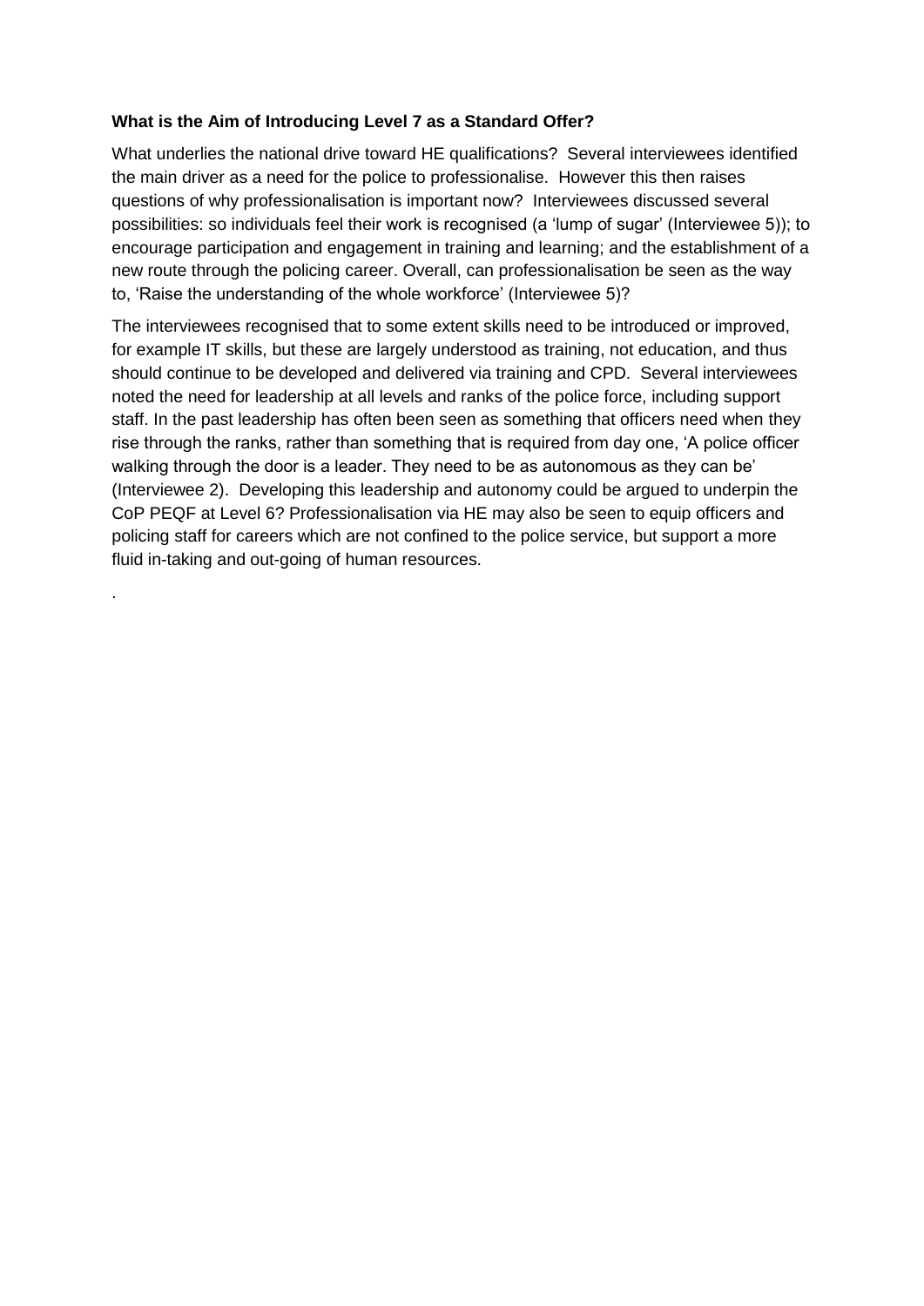**What is the Aim of Introducing Level 7 as a Standard Offer?**

What underlies the national drive toward HE qualifications? Several interviewees identified the main driver as a need for the police to professionalise. However this then raises questions of why professionalisation is important now? Interviewees discussed several possibilities: so individuals feel their work is recognised (a 'lump of sugar' (Interviewee 5)); to encourage participation and engagement in training and learning; and the establishment of a new route through the policing career. Overall, can professionalisation be seen as the way to, 'Raise the understanding of the whole workforce' (Interviewee 5)?

The interviewees recognised that to some extent skills need to be introduced or improved, for example IT skills, but these are largely understood as training, not education, and thus should continue to be developed and delivered via training and CPD. Several interviewees noted the need for leadership at all levels and ranks of the police force, including support staff. In the past leadership has often been seen as something that officers need when they rise through the ranks, rather than something that is required from day one, 'A police officer walking through the door is a leader. They need to be as autonomous as they can be' (Interviewee 2). Developing this leadership and autonomy could be argued to underpin the CoP PEQF at Level 6? Professionalisation via HE may also be seen to equip officers and policing staff for careers which are not confined to the police service, but support a more fluid in-taking and out-going of human resources.

.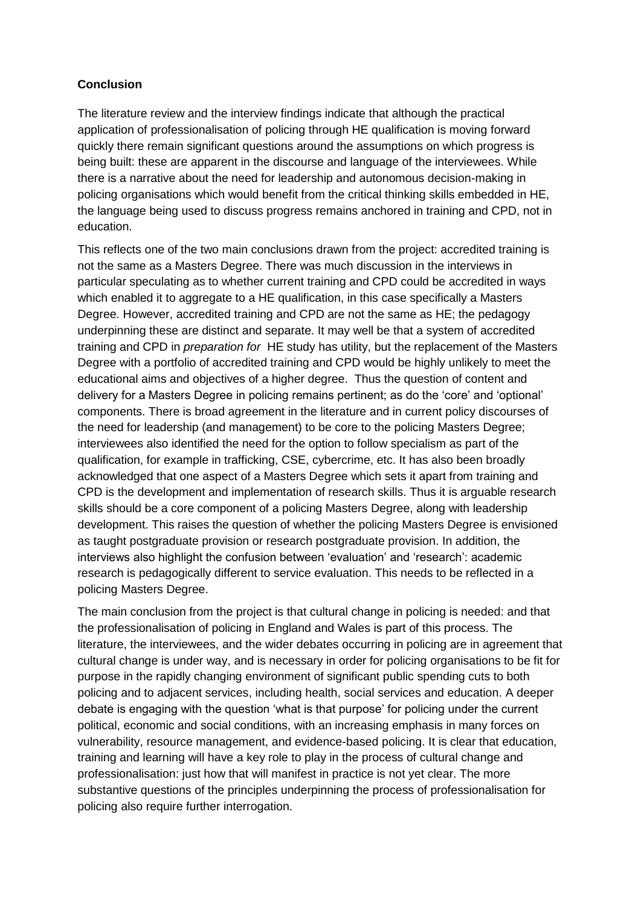**Conclusion**

The literature review and the interview findings indicate that although the practical application of professionalisation of policing through HE qualification is moving forward quickly there remain significant questions around the assumptions on which progress is being built: these are apparent in the discourse and language of the interviewees. While there is a narrative about the need for leadership and autonomous decision-making in policing organisations which would benefit from the critical thinking skills embedded in HE, the language being used to discuss progress remains anchored in training and CPD, not in education.

This reflects one of the two main conclusions drawn from the project: accredited training is not the same as a Masters Degree. There was much discussion in the interviews in particular speculating as to whether current training and CPD could be accredited in ways which enabled it to aggregate to a HE qualification, in this case specifically a Masters Degree. However, accredited training and CPD are not the same as HE; the pedagogy underpinning these are distinct and separate. It may well be that a system of accredited training and CPD in *preparation for* HE study has utility, but the replacement of the Masters Degree with a portfolio of accredited training and CPD would be highly unlikely to meet the educational aims and objectives of a higher degree. Thus the question of content and delivery for a Masters Degree in policing remains pertinent; as do the 'core' and 'optional' components. There is broad agreement in the literature and in current policy discourses of the need for leadership (and management) to be core to the policing Masters Degree; interviewees also identified the need for the option to follow specialism as part of the qualification, for example in trafficking, CSE, cybercrime, etc. It has also been broadly acknowledged that one aspect of a Masters Degree which sets it apart from training and CPD is the development and implementation of research skills. Thus it is arguable research skills should be a core component of a policing Masters Degree, along with leadership development. This raises the question of whether the policing Masters Degree is envisioned as taught postgraduate provision or research postgraduate provision. In addition, the interviews also highlight the confusion between 'evaluation' and 'research': academic research is pedagogically different to service evaluation. This needs to be reflected in a policing Masters Degree.

The main conclusion from the project is that cultural change in policing is needed: and that the professionalisation of policing in England and Wales is part of this process. The literature, the interviewees, and the wider debates occurring in policing are in agreement that cultural change is under way, and is necessary in order for policing organisations to be fit for purpose in the rapidly changing environment of significant public spending cuts to both policing and to adjacent services, including health, social services and education. A deeper debate is engaging with the question 'what is that purpose' for policing under the current political, economic and social conditions, with an increasing emphasis in many forces on vulnerability, resource management, and evidence-based policing. It is clear that education, training and learning will have a key role to play in the process of cultural change and professionalisation: just how that will manifest in practice is not yet clear. The more substantive questions of the principles underpinning the process of professionalisation for policing also require further interrogation.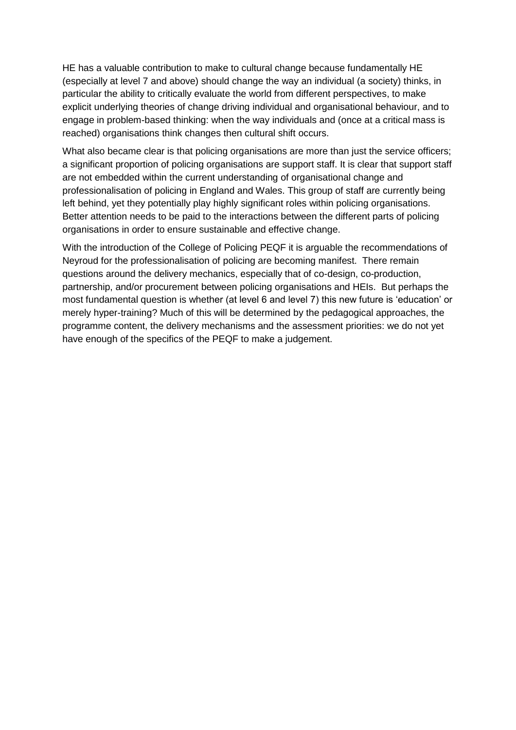HE has a valuable contribution to make to cultural change because fundamentally HE (especially at level 7 and above) should change the way an individual (a society) thinks, in particular the ability to critically evaluate the world from different perspectives, to make explicit underlying theories of change driving individual and organisational behaviour, and to engage in problem-based thinking: when the way individuals and (once at a critical mass is reached) organisations think changes then cultural shift occurs.

What also became clear is that policing organisations are more than just the service officers; a significant proportion of policing organisations are support staff. It is clear that support staff are not embedded within the current understanding of organisational change and professionalisation of policing in England and Wales. This group of staff are currently being left behind, yet they potentially play highly significant roles within policing organisations. Better attention needs to be paid to the interactions between the different parts of policing organisations in order to ensure sustainable and effective change.

With the introduction of the College of Policing PEQF it is arguable the recommendations of Neyroud for the professionalisation of policing are becoming manifest. There remain questions around the delivery mechanics, especially that of co-design, co-production, partnership, and/or procurement between policing organisations and HEIs. But perhaps the most fundamental question is whether (at level 6 and level 7) this new future is 'education' or merely hyper-training? Much of this will be determined by the pedagogical approaches, the programme content, the delivery mechanisms and the assessment priorities: we do not yet have enough of the specifics of the PEQF to make a judgement.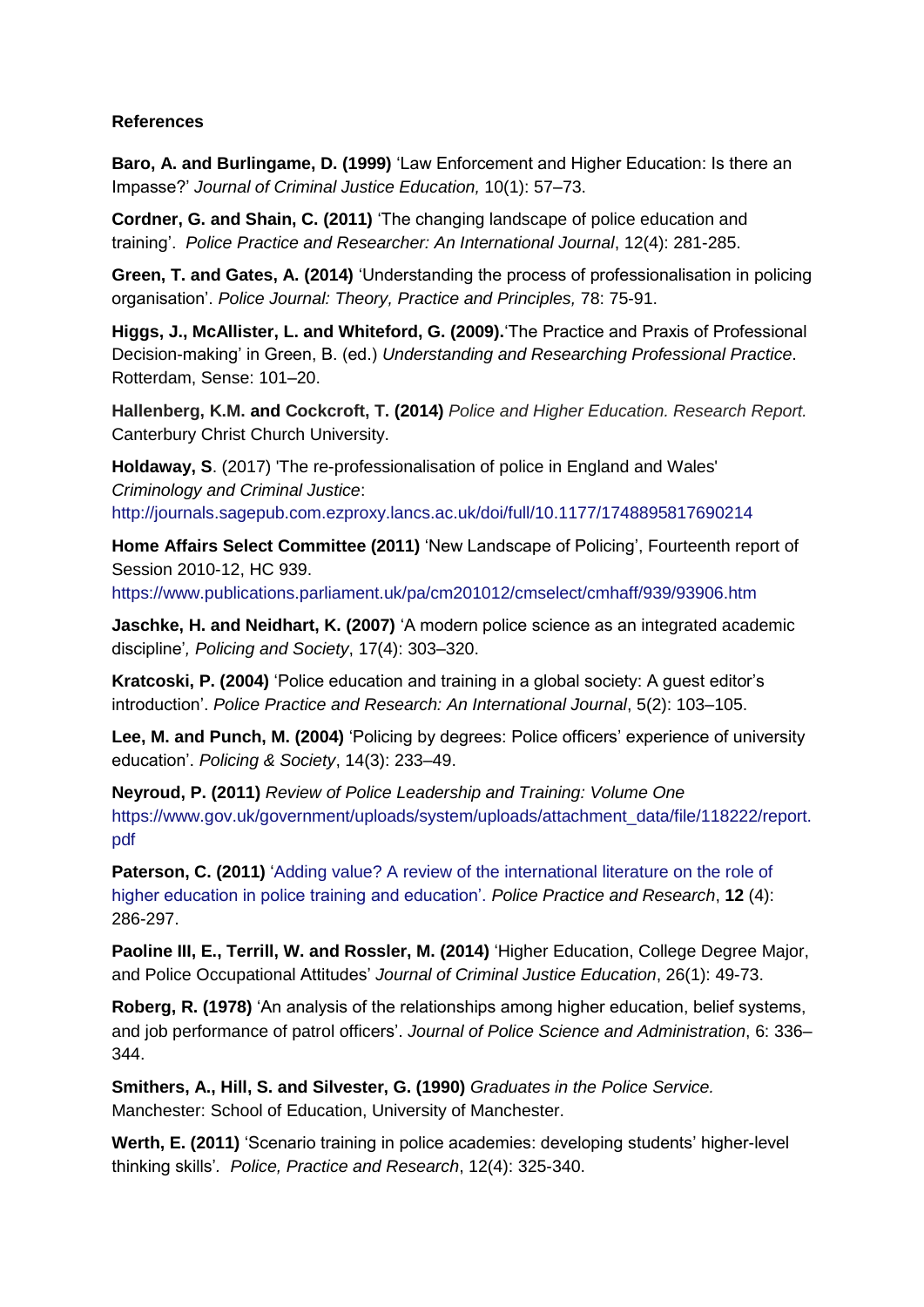**References**

**Baro, A. and Burlingame, D. (1999)** 'Law Enforcement and Higher Education: Is there an Impasse?' *Journal of Criminal Justice Education,* 10(1): 57–73.

**Cordner, G. and Shain, C. (2011)** 'The changing landscape of police education and training'. *Police Practice and Researcher: An International Journal*, 12(4): 281-285.

**Green, T. and Gates, A. (2014)** 'Understanding the process of professionalisation in policing organisation'. *Police Journal: Theory, Practice and Principles,* 78: 75-91.

**Higgs, J., McAllister, L. and Whiteford, G. (2009).**'The Practice and Praxis of Professional Decision-making' in Green, B. (ed.) *Understanding and Researching Professional Practice*. Rotterdam, Sense: 101–20.

**Hallenberg, K.M. and Cockcroft, T. (2014)** *Police and Higher Education. Research Report.* Canterbury Christ Church University.

**Holdaway, S**. (2017) 'The re-professionalisation of police in England and Wales' *Criminology and Criminal Justice*: http://journals.sagepub.com.ezproxy.lancs.ac.uk/doi/full/10.1177/1748895817690214

**Home Affairs Select Committee (2011)** 'New Landscape of Policing', Fourteenth report of Session 2010-12, HC 939. https://www.publications.parliament.uk/pa/cm201012/cmselect/cmhaff/939/93906.htm

**Jaschke, H. and Neidhart, K. (2007)** 'A modern police science as an integrated academic discipline'*, Policing and Society*, 17(4): 303–320.

**Kratcoski, P. (2004)** 'Police education and training in a global society: A guest editor's introduction'. *Police Practice and Research: An International Journal*, 5(2): 103–105.

**Lee, M. and Punch, M. (2004)** 'Policing by degrees: Police officers' experience of university education'. *Policing & Society*, 14(3): 233–49.

**Neyroud, P. (2011)** *Review of Police Leadership and Training: Volume One* https://www.gov.uk/government/uploads/system/uploads/attachment_data/file/118222/report.pdf

**Paterson, C. (2011)** 'Adding value? A review of the international literature on the role of higher education in police training and education'. *Police Practice and Research*, **12** (4): 286-297.

**Paoline III, E., Terrill, W. and Rossler, M. (2014)** 'Higher Education, College Degree Major, and Police Occupational Attitudes' *Journal of Criminal Justice Education*, 26(1): 49-73.

**Roberg, R. (1978)** 'An analysis of the relationships among higher education, belief systems, and job performance of patrol officers'. *Journal of Police Science and Administration*, 6: 336–344.

**Smithers, A., Hill, S. and Silvester, G. (1990)** *Graduates in the Police Service.* Manchester: School of Education, University of Manchester.

**Werth, E. (2011)** 'Scenario training in police academies: developing students' higher-level thinking skills'. *Police, Practice and Research*, 12(4): 325-340.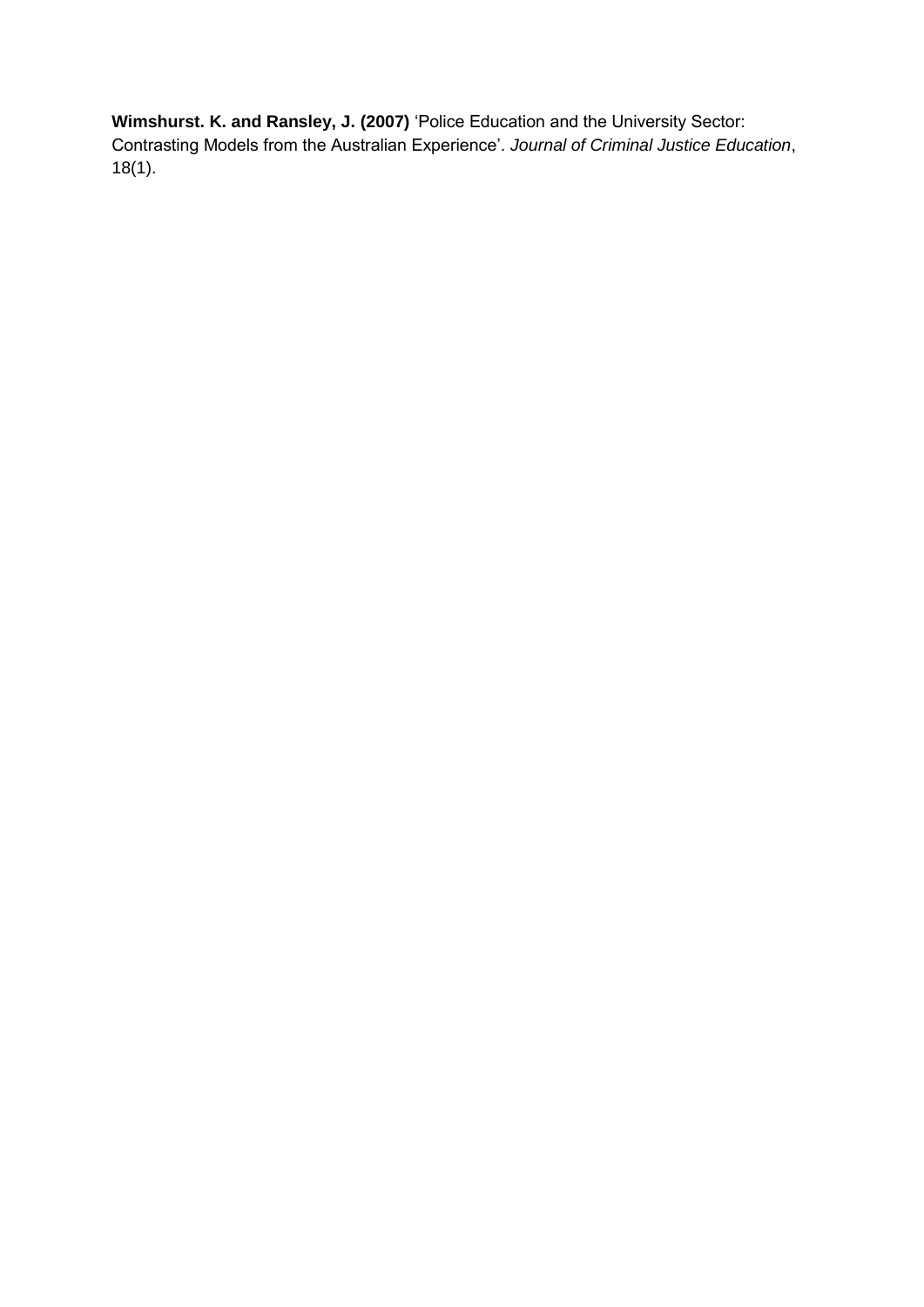**Wimshurst. K. and Ransley, J. (2007)** 'Police Education and the University Sector: Contrasting Models from the Australian Experience'. *Journal of Criminal Justice Education*, 18(1).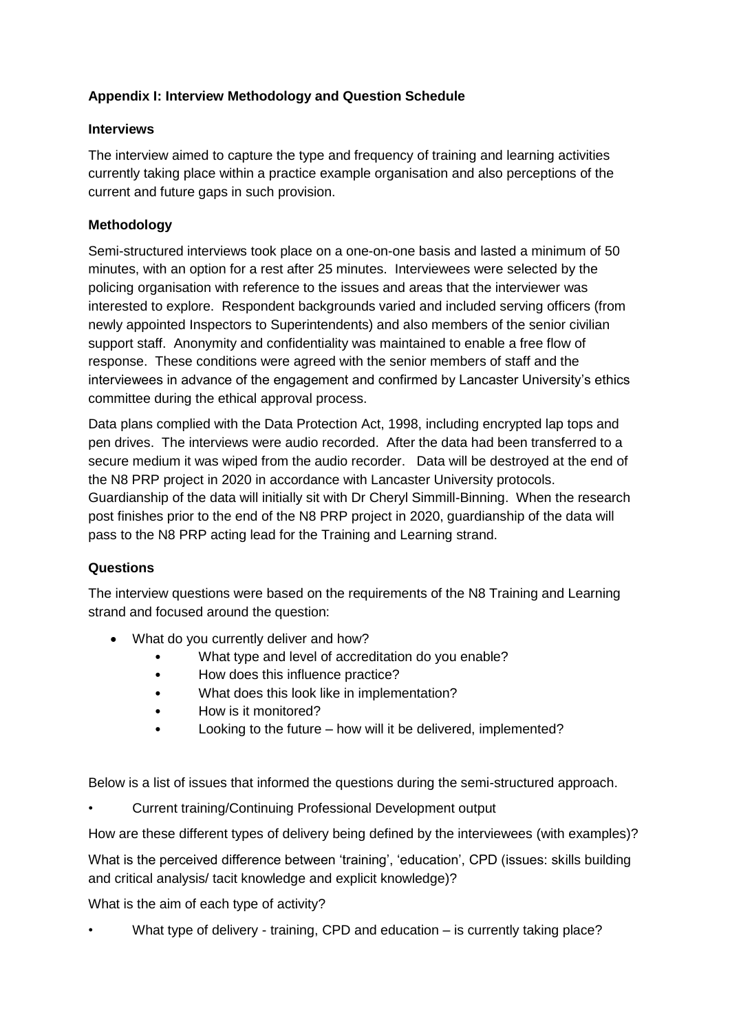**Appendix I: Interview Methodology and Question Schedule**

**Interviews**

The interview aimed to capture the type and frequency of training and learning activities currently taking place within a practice example organisation and also perceptions of the current and future gaps in such provision.

**Methodology**

Semi-structured interviews took place on a one-on-one basis and lasted a minimum of 50 minutes, with an option for a rest after 25 minutes. Interviewees were selected by the policing organisation with reference to the issues and areas that the interviewer was interested to explore. Respondent backgrounds varied and included serving officers (from newly appointed Inspectors to Superintendents) and also members of the senior civilian support staff. Anonymity and confidentiality was maintained to enable a free flow of response. These conditions were agreed with the senior members of staff and the interviewees in advance of the engagement and confirmed by Lancaster University's ethics committee during the ethical approval process.

Data plans complied with the Data Protection Act, 1998, including encrypted lap tops and pen drives. The interviews were audio recorded. After the data had been transferred to a secure medium it was wiped from the audio recorder. Data will be destroyed at the end of the N8 PRP project in 2020 in accordance with Lancaster University protocols. Guardianship of the data will initially sit with Dr Cheryl Simmill-Binning. When the research post finishes prior to the end of the N8 PRP project in 2020, guardianship of the data will pass to the N8 PRP acting lead for the Training and Learning strand.

**Questions**

The interview questions were based on the requirements of the N8 Training and Learning strand and focused around the question:

- What do you currently deliver and how?
    - What type and level of accreditation do you enable?
    - How does this influence practice?
    - What does this look like in implementation?
    - How is it monitored?
    - Looking to the future – how will it be delivered, implemented?

Below is a list of issues that informed the questions during the semi-structured approach.

- Current training/Continuing Professional Development output

How are these different types of delivery being defined by the interviewees (with examples)?

What is the perceived difference between 'training', 'education', CPD (issues: skills building and critical analysis/ tacit knowledge and explicit knowledge)?

What is the aim of each type of activity?

- What type of delivery - training, CPD and education – is currently taking place?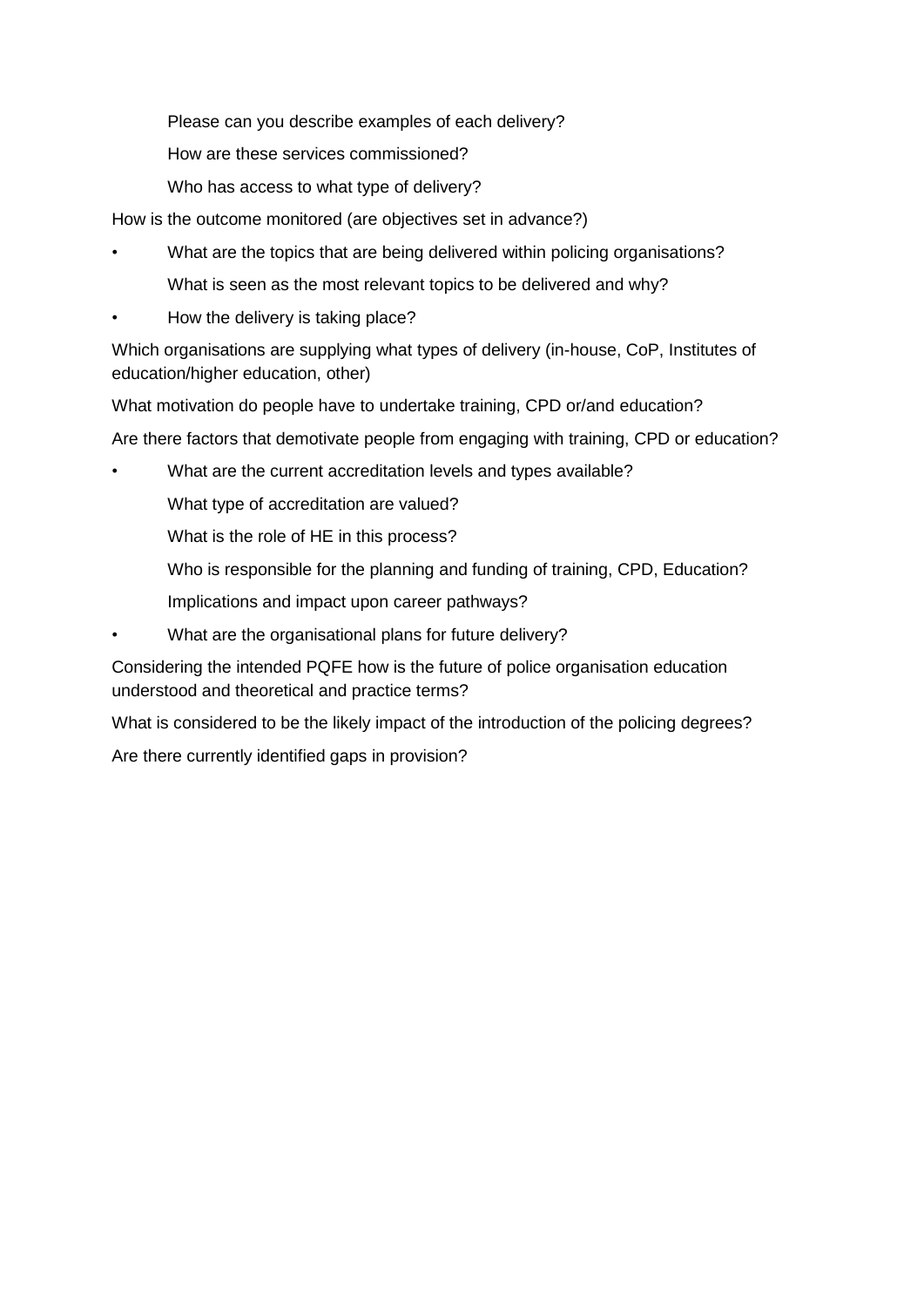Please can you describe examples of each delivery?

How are these services commissioned?

Who has access to what type of delivery?

How is the outcome monitored (are objectives set in advance?)

- What are the topics that are being delivered within policing organisations?

  What is seen as the most relevant topics to be delivered and why?

- How the delivery is taking place?

Which organisations are supplying what types of delivery (in-house, CoP, Institutes of education/higher education, other)

What motivation do people have to undertake training, CPD or/and education?

Are there factors that demotivate people from engaging with training, CPD or education?

- What are the current accreditation levels and types available?

  What type of accreditation are valued?

  What is the role of HE in this process?

  Who is responsible for the planning and funding of training, CPD, Education?

  Implications and impact upon career pathways?

- What are the organisational plans for future delivery?

Considering the intended PQFE how is the future of police organisation education understood and theoretical and practice terms?

What is considered to be the likely impact of the introduction of the policing degrees?

Are there currently identified gaps in provision?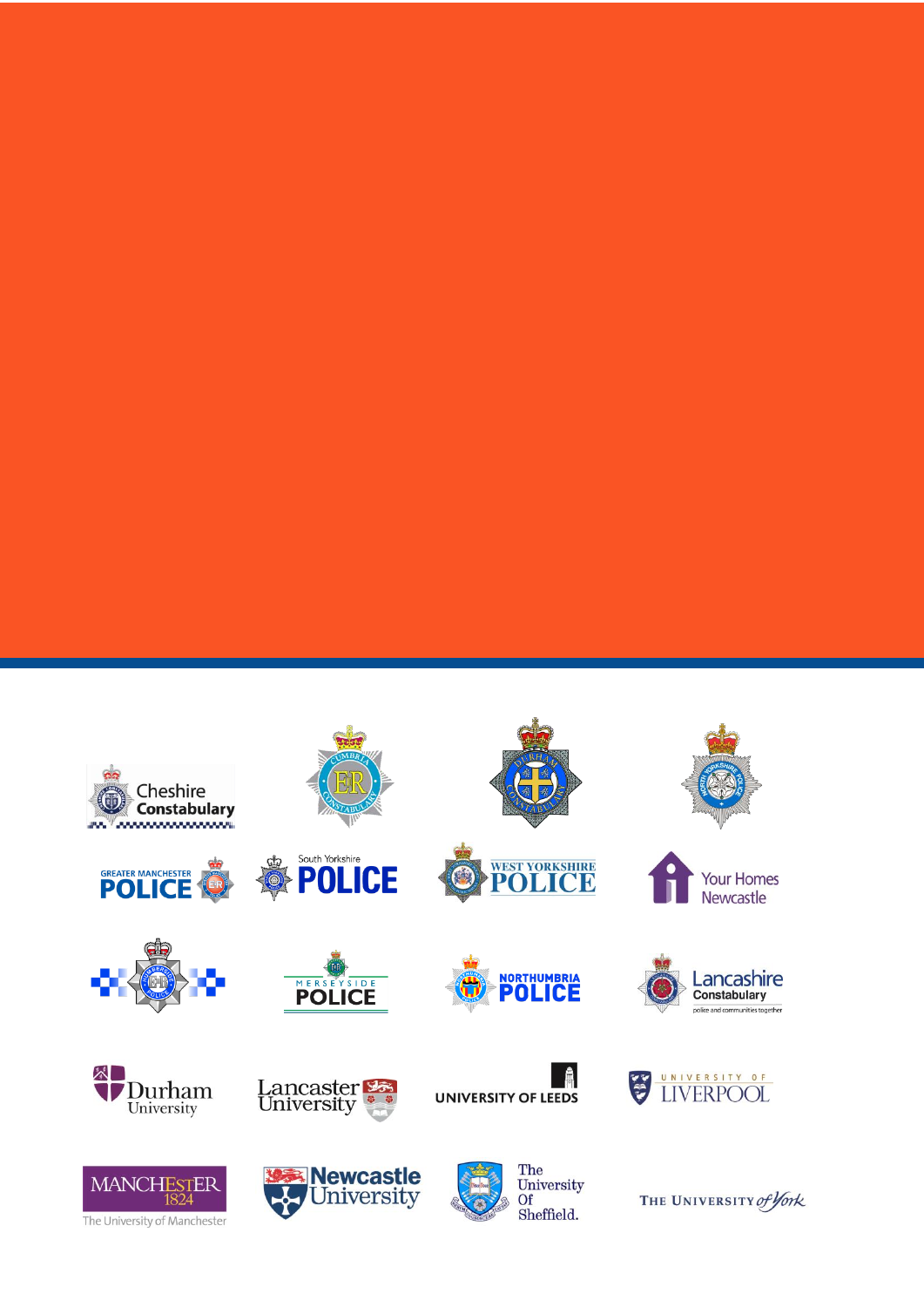Cheshire Constabulary

GREATER MANCHESTER POLICE

South Yorkshire POLICE

WEST YORKSHIRE POLICE

Your Homes Newcastle

MERSEYSIDE POLICE

NORTHUMBRIA POLICE

Lancashire Constabulary police and communities together

Durham University

Lancaster University

UNIVERSITY OF LEEDS

UNIVERSITY OF LIVERPOOL

MANCHESTER 1824 The University of Manchester

Newcastle University

The University Of Sheffield.

THE UNIVERSITY of York